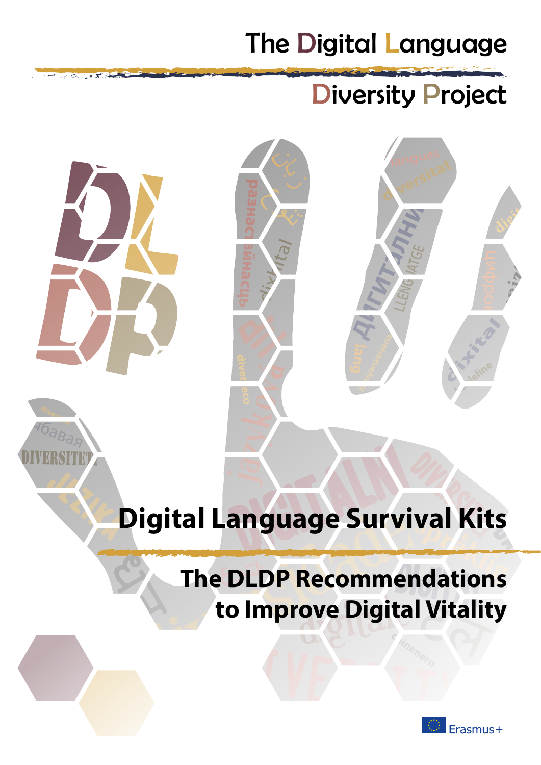# The Digital Language Diversity Project

# Digital Language Survival Kits

## The DLDP Recommendations to Improve Digital Vitality

Erasmus+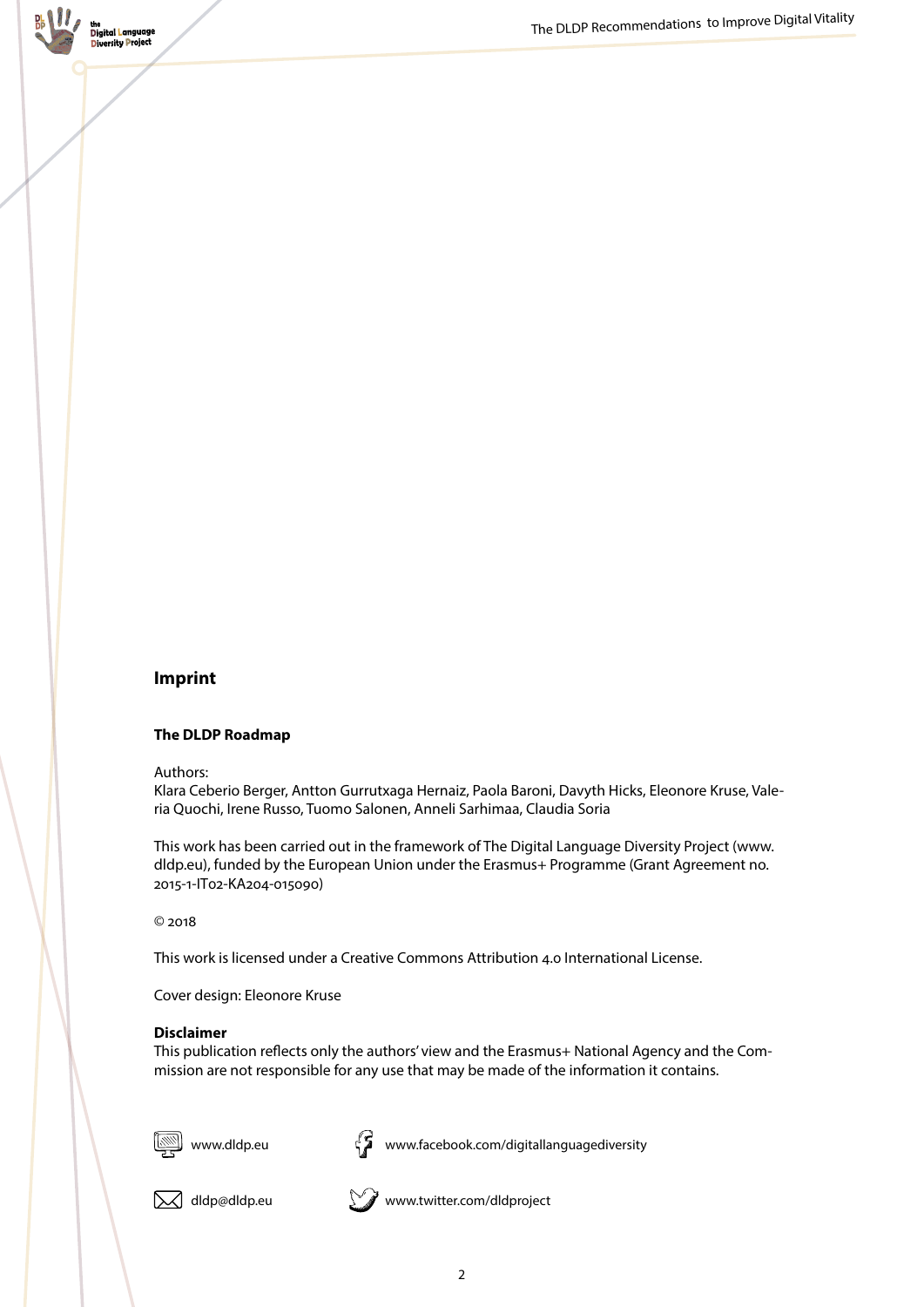## Imprint

**The DLDP Roadmap**

Authors:
Klara Ceberio Berger, Antton Gurrutxaga Hernaiz, Paola Baroni, Davyth Hicks, Eleonore Kruse, Valeria Quochi, Irene Russo, Tuomo Salonen, Anneli Sarhimaa, Claudia Soria

This work has been carried out in the framework of The Digital Language Diversity Project (www.dldp.eu), funded by the European Union under the Erasmus+ Programme (Grant Agreement no. 2015-1-IT02-KA204-015090)

© 2018

This work is licensed under a Creative Commons Attribution 4.0 International License.

Cover design: Eleonore Kruse

**Disclaimer**
This publication reflects only the authors' view and the Erasmus+ National Agency and the Commission are not responsible for any use that may be made of the information it contains.

www.dldp.eu

www.facebook.com/digitallanguagediversity

dldp@dldp.eu

www.twitter.com/dldproject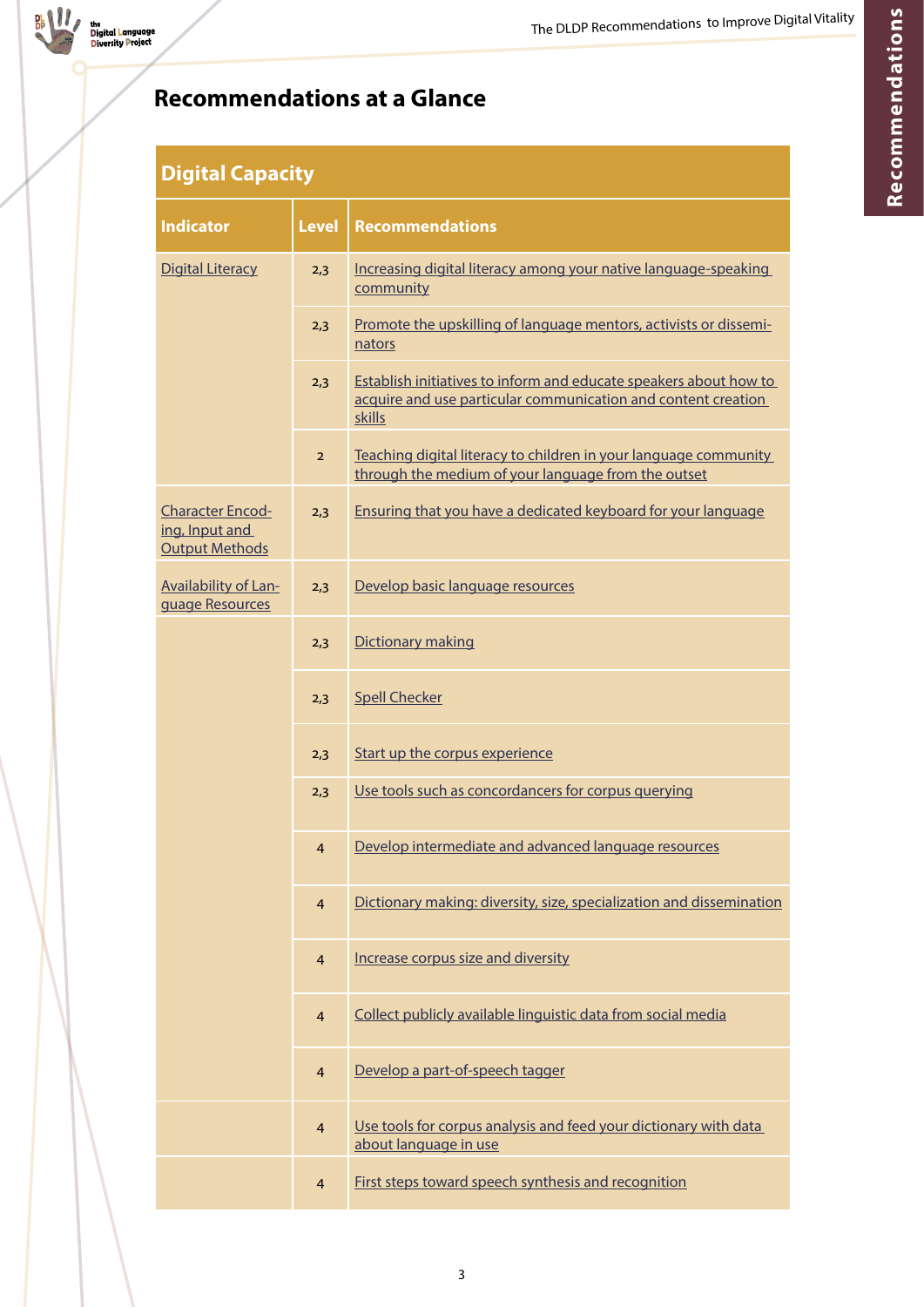## Recommendations at a Glance

| Digital Capacity | | |
|---|---|---|
| **Indicator** | **Level** | **Recommendations** |
| Digital Literacy | 2,3 | Increasing digital literacy among your native language-speaking community |
| | 2,3 | Promote the upskilling of language mentors, activists or disseminators |
| | 2,3 | Establish initiatives to inform and educate speakers about how to acquire and use particular communication and content creation skills |
| | 2 | Teaching digital literacy to children in your language community through the medium of your language from the outset |
| Character Encoding, Input and Output Methods | 2,3 | Ensuring that you have a dedicated keyboard for your language |
| Availability of Language Resources | 2,3 | Develop basic language resources |
| | 2,3 | Dictionary making |
| | 2,3 | Spell Checker |
| | 2,3 | Start up the corpus experience |
| | 2,3 | Use tools such as concordancers for corpus querying |
| | 4 | Develop intermediate and advanced language resources |
| | 4 | Dictionary making: diversity, size, specialization and dissemination |
| | 4 | Increase corpus size and diversity |
| | 4 | Collect publicly available linguistic data from social media |
| | 4 | Develop a part-of-speech tagger |
| | 4 | Use tools for corpus analysis and feed your dictionary with data about language in use |
| | 4 | First steps toward speech synthesis and recognition |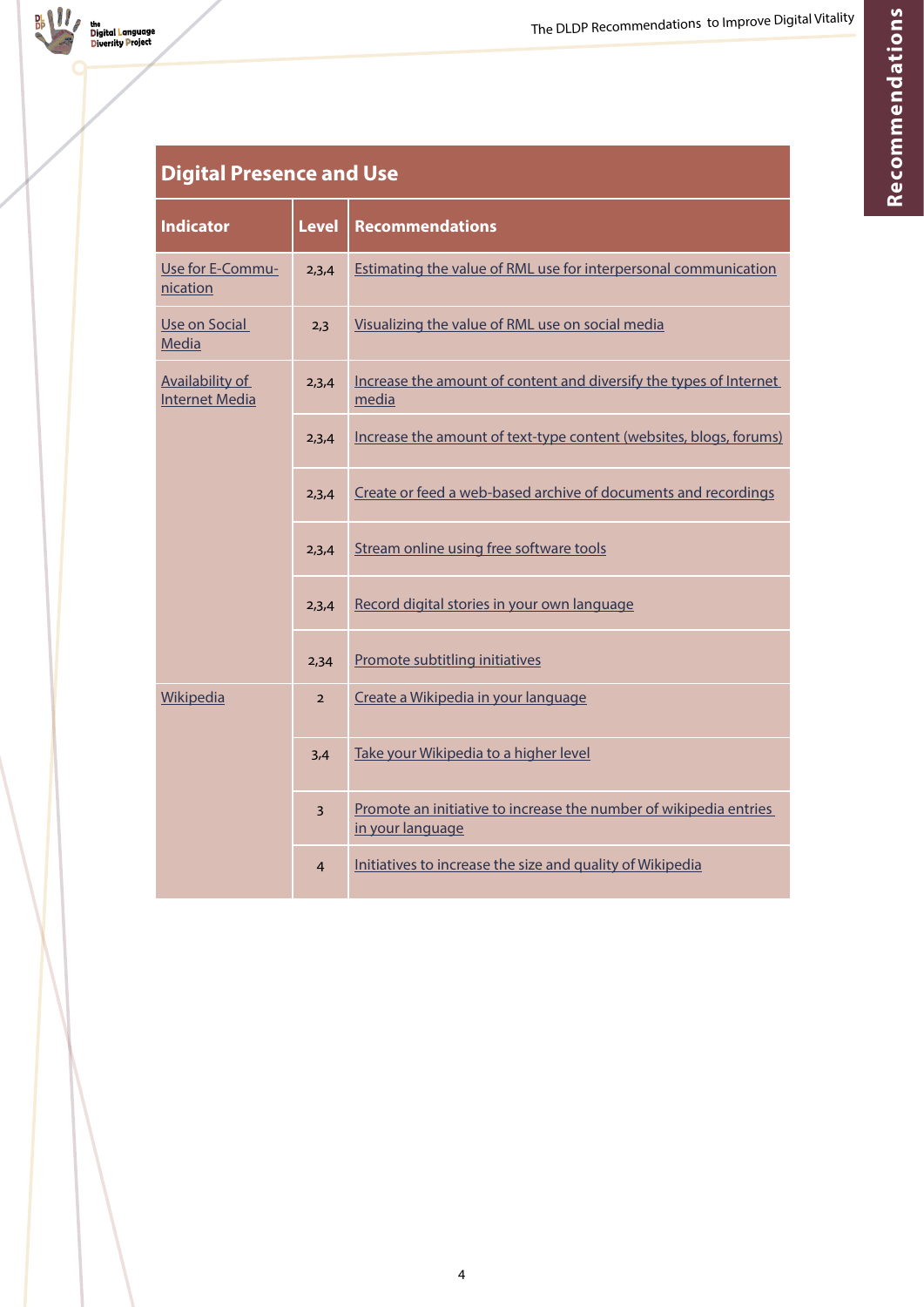| Digital Presence and Use | | |
|---|---|---|
| **Indicator** | **Level** | **Recommendations** |
| Use for E-Communication | 2,3,4 | Estimating the value of RML use for interpersonal communication |
| Use on Social Media | 2,3 | Visualizing the value of RML use on social media |
| Availability of Internet Media | 2,3,4 | Increase the amount of content and diversify the types of Internet media |
| | 2,3,4 | Increase the amount of text-type content (websites, blogs, forums) |
| | 2,3,4 | Create or feed a web-based archive of documents and recordings |
| | 2,3,4 | Stream online using free software tools |
| | 2,3,4 | Record digital stories in your own language |
| | 2,34 | Promote subtitling initiatives |
| Wikipedia | 2 | Create a Wikipedia in your language |
| | 3,4 | Take your Wikipedia to a higher level |
| | 3 | Promote an initiative to increase the number of wikipedia entries in your language |
| | 4 | Initiatives to increase the size and quality of Wikipedia |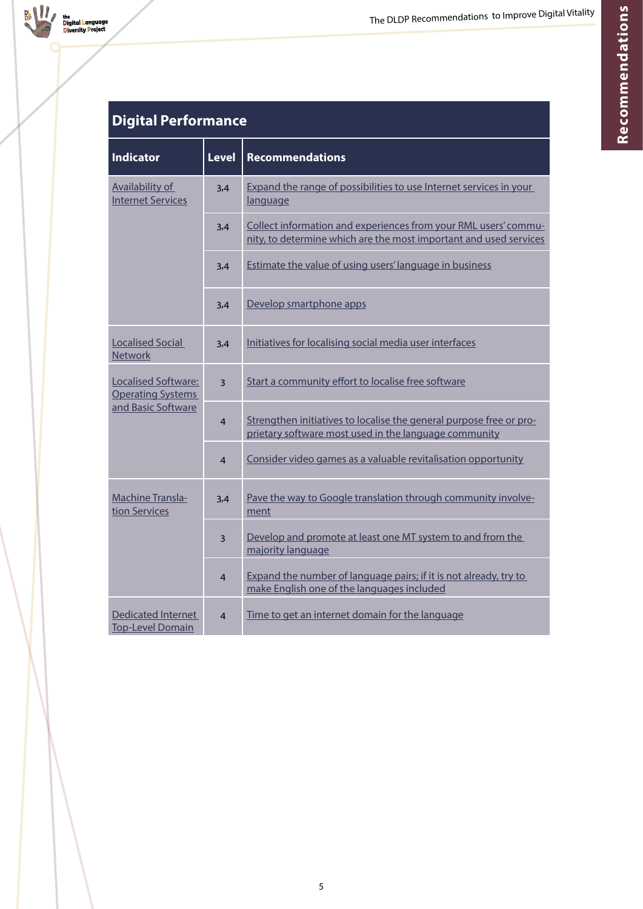## Digital Performance

| Indicator | Level | Recommendations |
|---|---|---|
| Availability of Internet Services | 3,4 | Expand the range of possibilities to use Internet services in your language |
| | 3,4 | Collect information and experiences from your RML users' community, to determine which are the most important and used services |
| | 3,4 | Estimate the value of using users' language in business |
| | 3,4 | Develop smartphone apps |
| Localised Social Network | 3,4 | Initiatives for localising social media user interfaces |
| Localised Software: Operating Systems and Basic Software | 3 | Start a community effort to localise free software |
| | 4 | Strengthen initiatives to localise the general purpose free or proprietary software most used in the language community |
| | 4 | Consider video games as a valuable revitalisation opportunity |
| Machine Translation Services | 3,4 | Pave the way to Google translation through community involvement |
| | 3 | Develop and promote at least one MT system to and from the majority language |
| | 4 | Expand the number of language pairs; if it is not already, try to make English one of the languages included |
| Dedicated Internet Top-Level Domain | 4 | Time to get an internet domain for the language |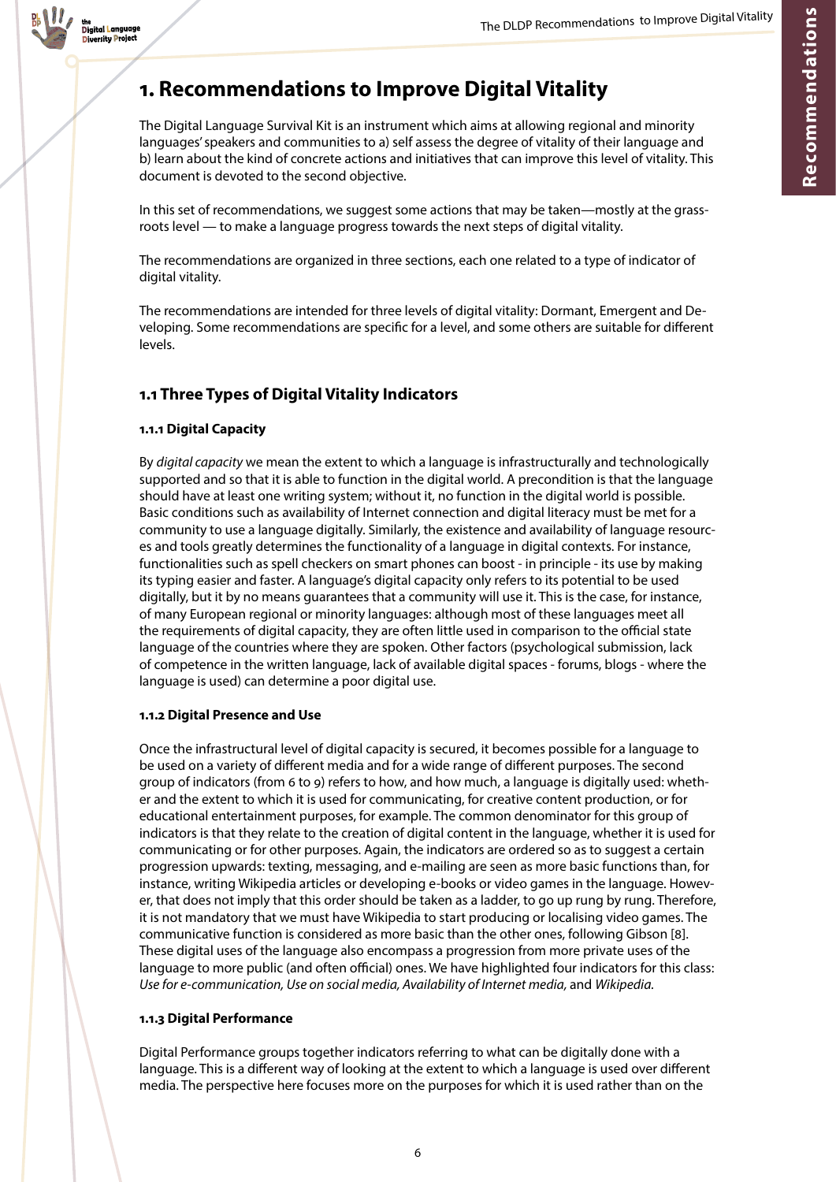# 1. Recommendations to Improve Digital Vitality

The Digital Language Survival Kit is an instrument which aims at allowing regional and minority languages' speakers and communities to a) self assess the degree of vitality of their language and b) learn about the kind of concrete actions and initiatives that can improve this level of vitality. This document is devoted to the second objective.

In this set of recommendations, we suggest some actions that may be taken—mostly at the grass-roots level — to make a language progress towards the next steps of digital vitality.

The recommendations are organized in three sections, each one related to a type of indicator of digital vitality.

The recommendations are intended for three levels of digital vitality: Dormant, Emergent and Developing. Some recommendations are specific for a level, and some others are suitable for different levels.

## 1.1 Three Types of Digital Vitality Indicators

### 1.1.1 Digital Capacity

By *digital capacity* we mean the extent to which a language is infrastructurally and technologically supported and so that it is able to function in the digital world. A precondition is that the language should have at least one writing system; without it, no function in the digital world is possible. Basic conditions such as availability of Internet connection and digital literacy must be met for a community to use a language digitally. Similarly, the existence and availability of language resources and tools greatly determines the functionality of a language in digital contexts. For instance, functionalities such as spell checkers on smart phones can boost - in principle - its use by making its typing easier and faster. A language's digital capacity only refers to its potential to be used digitally, but it by no means guarantees that a community will use it. This is the case, for instance, of many European regional or minority languages: although most of these languages meet all the requirements of digital capacity, they are often little used in comparison to the official state language of the countries where they are spoken. Other factors (psychological submission, lack of competence in the written language, lack of available digital spaces - forums, blogs - where the language is used) can determine a poor digital use.

### 1.1.2 Digital Presence and Use

Once the infrastructural level of digital capacity is secured, it becomes possible for a language to be used on a variety of different media and for a wide range of different purposes. The second group of indicators (from 6 to 9) refers to how, and how much, a language is digitally used: whether and the extent to which it is used for communicating, for creative content production, or for educational entertainment purposes, for example. The common denominator for this group of indicators is that they relate to the creation of digital content in the language, whether it is used for communicating or for other purposes. Again, the indicators are ordered so as to suggest a certain progression upwards: texting, messaging, and e-mailing are seen as more basic functions than, for instance, writing Wikipedia articles or developing e-books or video games in the language. However, that does not imply that this order should be taken as a ladder, to go up rung by rung. Therefore, it is not mandatory that we must have Wikipedia to start producing or localising video games. The communicative function is considered as more basic than the other ones, following Gibson [8]. These digital uses of the language also encompass a progression from more private uses of the language to more public (and often official) ones. We have highlighted four indicators for this class: *Use for e-communication, Use on social media, Availability of Internet media,* and *Wikipedia.*

### 1.1.3 Digital Performance

Digital Performance groups together indicators referring to what can be digitally done with a language. This is a different way of looking at the extent to which a language is used over different media. The perspective here focuses more on the purposes for which it is used rather than on the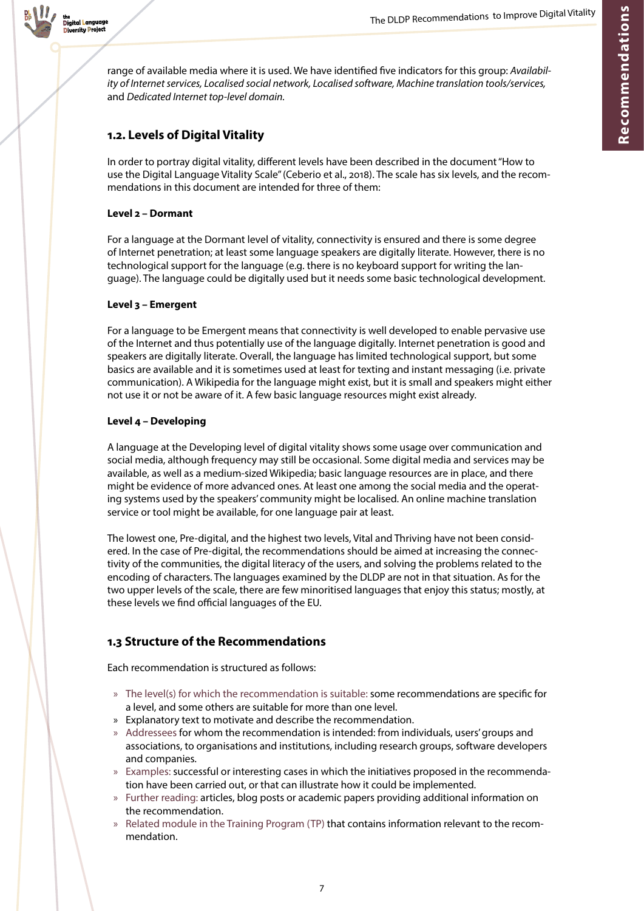range of available media where it is used. We have identified five indicators for this group: *Availability of Internet services, Localised social network, Localised software, Machine translation tools/services,* and *Dedicated Internet top-level domain.*

## 1.2. Levels of Digital Vitality

In order to portray digital vitality, different levels have been described in the document "How to use the Digital Language Vitality Scale" (Ceberio et al., 2018). The scale has six levels, and the recommendations in this document are intended for three of them:

**Level 2 – Dormant**

For a language at the Dormant level of vitality, connectivity is ensured and there is some degree of Internet penetration; at least some language speakers are digitally literate. However, there is no technological support for the language (e.g. there is no keyboard support for writing the language). The language could be digitally used but it needs some basic technological development.

**Level 3 – Emergent**

For a language to be Emergent means that connectivity is well developed to enable pervasive use of the Internet and thus potentially use of the language digitally. Internet penetration is good and speakers are digitally literate. Overall, the language has limited technological support, but some basics are available and it is sometimes used at least for texting and instant messaging (i.e. private communication). A Wikipedia for the language might exist, but it is small and speakers might either not use it or not be aware of it. A few basic language resources might exist already.

**Level 4 – Developing**

A language at the Developing level of digital vitality shows some usage over communication and social media, although frequency may still be occasional. Some digital media and services may be available, as well as a medium-sized Wikipedia; basic language resources are in place, and there might be evidence of more advanced ones. At least one among the social media and the operating systems used by the speakers' community might be localised. An online machine translation service or tool might be available, for one language pair at least.

The lowest one, Pre-digital, and the highest two levels, Vital and Thriving have not been considered. In the case of Pre-digital, the recommendations should be aimed at increasing the connectivity of the communities, the digital literacy of the users, and solving the problems related to the encoding of characters. The languages examined by the DLDP are not in that situation. As for the two upper levels of the scale, there are few minoritised languages that enjoy this status; mostly, at these levels we find official languages of the EU.

## 1.3 Structure of the Recommendations

Each recommendation is structured as follows:

- The level(s) for which the recommendation is suitable: some recommendations are specific for a level, and some others are suitable for more than one level.
- Explanatory text to motivate and describe the recommendation.
- Addressees for whom the recommendation is intended: from individuals, users' groups and associations, to organisations and institutions, including research groups, software developers and companies.
- Examples: successful or interesting cases in which the initiatives proposed in the recommendation have been carried out, or that can illustrate how it could be implemented.
- Further reading: articles, blog posts or academic papers providing additional information on the recommendation.
- Related module in the Training Program (TP) that contains information relevant to the recommendation.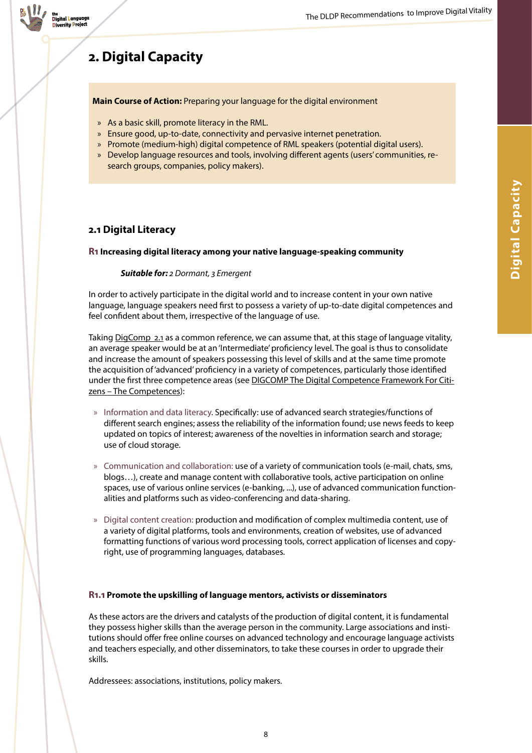# 2. Digital Capacity

**Main Course of Action:** Preparing your language for the digital environment

- As a basic skill, promote literacy in the RML.
- Ensure good, up-to-date, connectivity and pervasive internet penetration.
- Promote (medium-high) digital competence of RML speakers (potential digital users).
- Develop language resources and tools, involving different agents (users' communities, research groups, companies, policy makers).

## 2.1 Digital Literacy

### R1 Increasing digital literacy among your native language-speaking community

***Suitable for:*** *2 Dormant, 3 Emergent*

In order to actively participate in the digital world and to increase content in your own native language, language speakers need first to possess a variety of up-to-date digital competences and feel confident about them, irrespective of the language of use.

Taking DigComp 2.1 as a common reference, we can assume that, at this stage of language vitality, an average speaker would be at an 'Intermediate' proficiency level. The goal is thus to consolidate and increase the amount of speakers possessing this level of skills and at the same time promote the acquisition of 'advanced' proficiency in a variety of competences, particularly those identified under the first three competence areas (see DIGCOMP The Digital Competence Framework For Citizens – The Competences):

- Information and data literacy. Specifically: use of advanced search strategies/functions of different search engines; assess the reliability of the information found; use news feeds to keep updated on topics of interest; awareness of the novelties in information search and storage; use of cloud storage.
- Communication and collaboration: use of a variety of communication tools (e-mail, chats, sms, blogs…), create and manage content with collaborative tools, active participation on online spaces, use of various online services (e-banking, ...), use of advanced communication functionalities and platforms such as video-conferencing and data-sharing.
- Digital content creation: production and modification of complex multimedia content, use of a variety of digital platforms, tools and environments, creation of websites, use of advanced formatting functions of various word processing tools, correct application of licenses and copyright, use of programming languages, databases.

### R1.1 Promote the upskilling of language mentors, activists or disseminators

As these actors are the drivers and catalysts of the production of digital content, it is fundamental they possess higher skills than the average person in the community. Large associations and institutions should offer free online courses on advanced technology and encourage language activists and teachers especially, and other disseminators, to take these courses in order to upgrade their skills.

Addressees: associations, institutions, policy makers.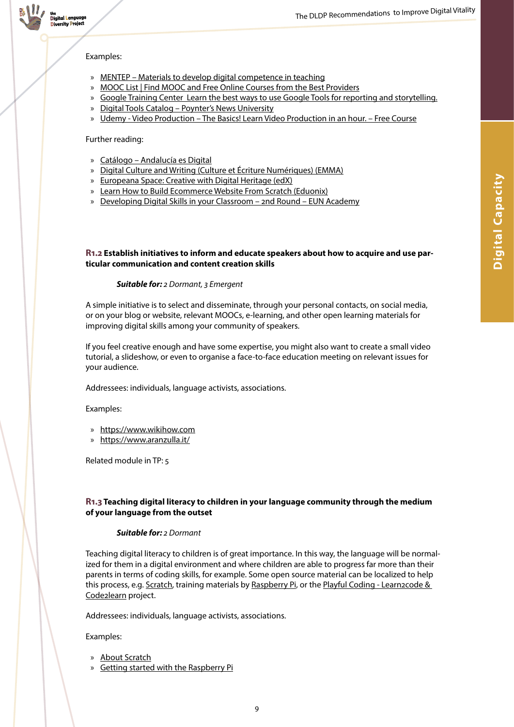Examples:

- MENTEP – Materials to develop digital competence in teaching
- MOOC List | Find MOOC and Free Online Courses from the Best Providers
- Google Training Center  Learn the best ways to use Google Tools for reporting and storytelling.
- Digital Tools Catalog – Poynter's News University
- Udemy - Video Production – The Basics! Learn Video Production in an hour. – Free Course

Further reading:

- Catálogo – Andalucía es Digital
- Digital Culture and Writing (Culture et Écriture Numériques) (EMMA)
- Europeana Space: Creative with Digital Heritage (edX)
- Learn How to Build Ecommerce Website From Scratch (Eduonix)
- Developing Digital Skills in your Classroom – 2nd Round – EUN Academy

### R1.2 Establish initiatives to inform and educate speakers about how to acquire and use particular communication and content creation skills

***Suitable for:*** *2 Dormant, 3 Emergent*

A simple initiative is to select and disseminate, through your personal contacts, on social media, or on your blog or website, relevant MOOCs, e-learning, and other open learning materials for improving digital skills among your community of speakers.

If you feel creative enough and have some expertise, you might also want to create a small video tutorial, a slideshow, or even to organise a face-to-face education meeting on relevant issues for your audience.

Addressees: individuals, language activists, associations.

Examples:

- https://www.wikihow.com
- https://www.aranzulla.it/

Related module in TP: 5

### R1.3 Teaching digital literacy to children in your language community through the medium of your language from the outset

***Suitable for:*** *2 Dormant*

Teaching digital literacy to children is of great importance. In this way, the language will be normalized for them in a digital environment and where children are able to progress far more than their parents in terms of coding skills, for example. Some open source material can be localized to help this process, e.g. Scratch, training materials by Raspberry Pi, or the Playful Coding - Learn2code & Code2learn project.

Addressees: individuals, language activists, associations.

Examples:

- About Scratch
- Getting started with the Raspberry Pi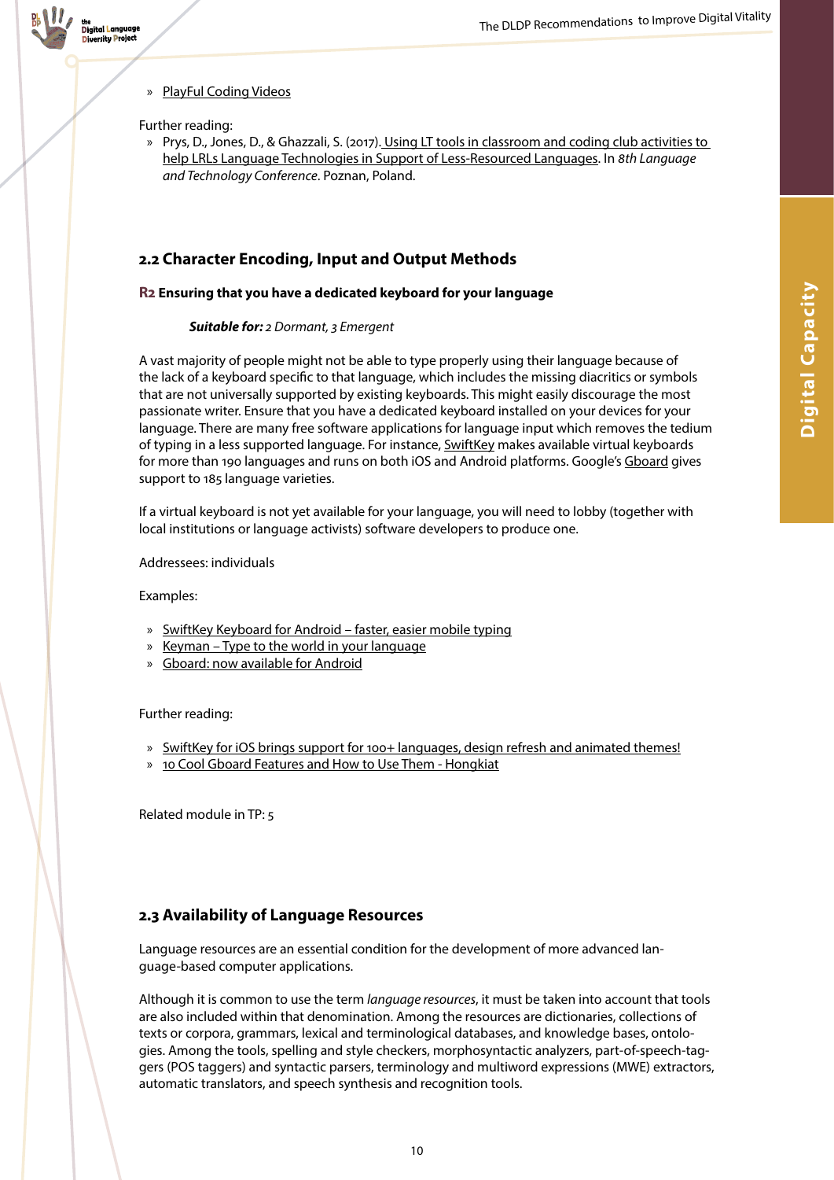» PlayFul Coding Videos

Further reading:

» Prys, D., Jones, D., & Ghazzali, S. (2017). Using LT tools in classroom and coding club activities to help LRLs Language Technologies in Support of Less-Resourced Languages. In *8th Language and Technology Conference*. Poznan, Poland.

## 2.2 Character Encoding, Input and Output Methods

### R2 Ensuring that you have a dedicated keyboard for your language

***Suitable for:*** *2 Dormant, 3 Emergent*

A vast majority of people might not be able to type properly using their language because of the lack of a keyboard specific to that language, which includes the missing diacritics or symbols that are not universally supported by existing keyboards. This might easily discourage the most passionate writer. Ensure that you have a dedicated keyboard installed on your devices for your language. There are many free software applications for language input which removes the tedium of typing in a less supported language. For instance, SwiftKey makes available virtual keyboards for more than 190 languages and runs on both iOS and Android platforms. Google's Gboard gives support to 185 language varieties.

If a virtual keyboard is not yet available for your language, you will need to lobby (together with local institutions or language activists) software developers to produce one.

Addressees: individuals

Examples:

» SwiftKey Keyboard for Android – faster, easier mobile typing
» Keyman – Type to the world in your language
» Gboard: now available for Android

Further reading:

» SwiftKey for iOS brings support for 100+ languages, design refresh and animated themes!
» 10 Cool Gboard Features and How to Use Them - Hongkiat

Related module in TP: 5

## 2.3 Availability of Language Resources

Language resources are an essential condition for the development of more advanced language-based computer applications.

Although it is common to use the term *language resources*, it must be taken into account that tools are also included within that denomination. Among the resources are dictionaries, collections of texts or corpora, grammars, lexical and terminological databases, and knowledge bases, ontologies. Among the tools, spelling and style checkers, morphosyntactic analyzers, part-of-speech-taggers (POS taggers) and syntactic parsers, terminology and multiword expressions (MWE) extractors, automatic translators, and speech synthesis and recognition tools.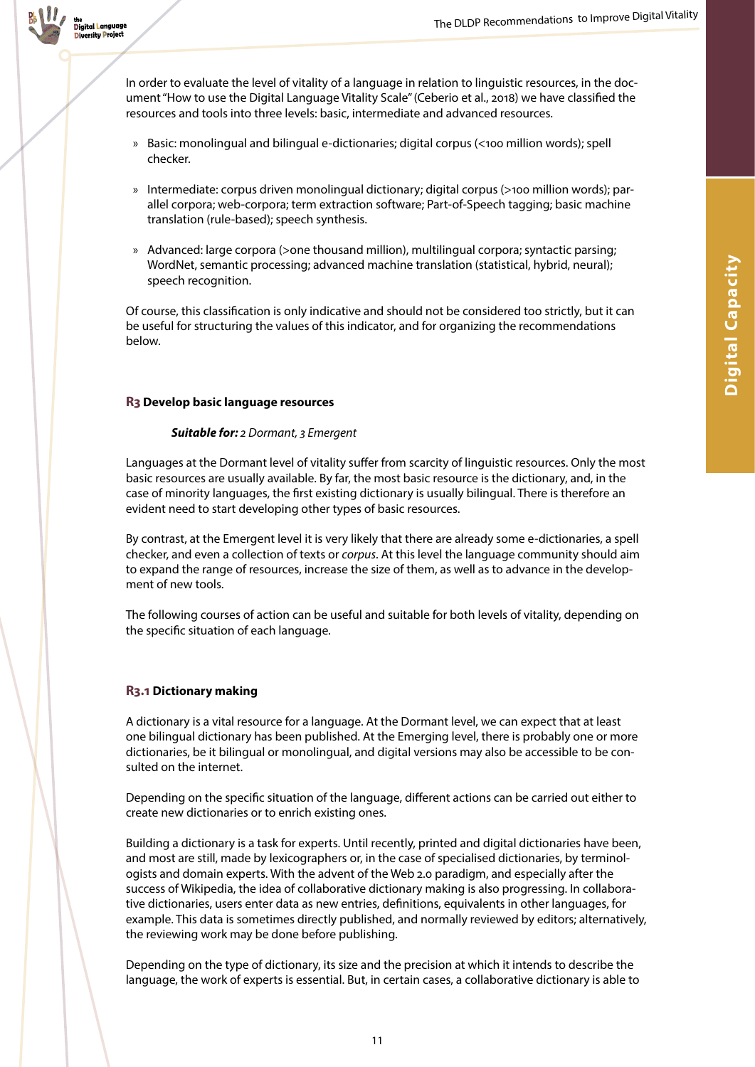In order to evaluate the level of vitality of a language in relation to linguistic resources, in the document "How to use the Digital Language Vitality Scale" (Ceberio et al., 2018) we have classified the resources and tools into three levels: basic, intermediate and advanced resources.

- Basic: monolingual and bilingual e-dictionaries; digital corpus (<100 million words); spell checker.
- Intermediate: corpus driven monolingual dictionary; digital corpus (>100 million words); parallel corpora; web-corpora; term extraction software; Part-of-Speech tagging; basic machine translation (rule-based); speech synthesis.
- Advanced: large corpora (>one thousand million), multilingual corpora; syntactic parsing; WordNet, semantic processing; advanced machine translation (statistical, hybrid, neural); speech recognition.

Of course, this classification is only indicative and should not be considered too strictly, but it can be useful for structuring the values of this indicator, and for organizing the recommendations below.

## R3 Develop basic language resources

***Suitable for:*** *2 Dormant, 3 Emergent*

Languages at the Dormant level of vitality suffer from scarcity of linguistic resources. Only the most basic resources are usually available. By far, the most basic resource is the dictionary, and, in the case of minority languages, the first existing dictionary is usually bilingual. There is therefore an evident need to start developing other types of basic resources.

By contrast, at the Emergent level it is very likely that there are already some e-dictionaries, a spell checker, and even a collection of texts or *corpus*. At this level the language community should aim to expand the range of resources, increase the size of them, as well as to advance in the development of new tools.

The following courses of action can be useful and suitable for both levels of vitality, depending on the specific situation of each language.

### R3.1 Dictionary making

A dictionary is a vital resource for a language. At the Dormant level, we can expect that at least one bilingual dictionary has been published. At the Emerging level, there is probably one or more dictionaries, be it bilingual or monolingual, and digital versions may also be accessible to be consulted on the internet.

Depending on the specific situation of the language, different actions can be carried out either to create new dictionaries or to enrich existing ones.

Building a dictionary is a task for experts. Until recently, printed and digital dictionaries have been, and most are still, made by lexicographers or, in the case of specialised dictionaries, by terminologists and domain experts. With the advent of the Web 2.0 paradigm, and especially after the success of Wikipedia, the idea of collaborative dictionary making is also progressing. In collaborative dictionaries, users enter data as new entries, definitions, equivalents in other languages, for example. This data is sometimes directly published, and normally reviewed by editors; alternatively, the reviewing work may be done before publishing.

Depending on the type of dictionary, its size and the precision at which it intends to describe the language, the work of experts is essential. But, in certain cases, a collaborative dictionary is able to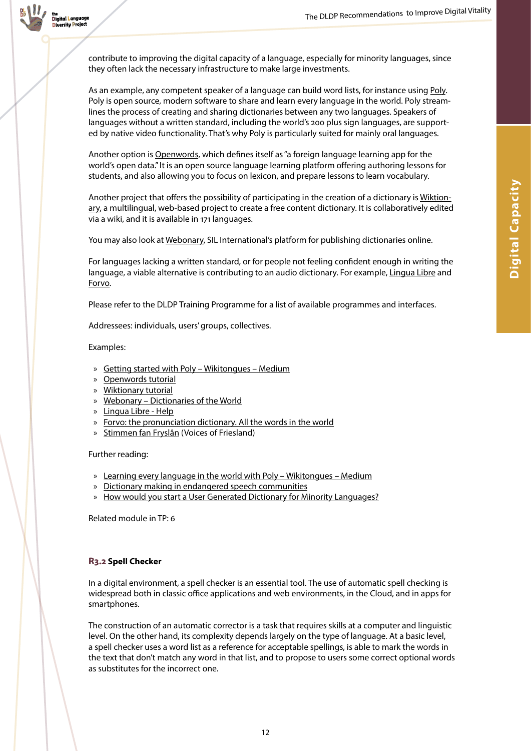contribute to improving the digital capacity of a language, especially for minority languages, since they often lack the necessary infrastructure to make large investments.

As an example, any competent speaker of a language can build word lists, for instance using Poly. Poly is open source, modern software to share and learn every language in the world. Poly streamlines the process of creating and sharing dictionaries between any two languages. Speakers of languages without a written standard, including the world's 200 plus sign languages, are supported by native video functionality. That's why Poly is particularly suited for mainly oral languages.

Another option is Openwords, which defines itself as "a foreign language learning app for the world's open data." It is an open source language learning platform offering authoring lessons for students, and also allowing you to focus on lexicon, and prepare lessons to learn vocabulary.

Another project that offers the possibility of participating in the creation of a dictionary is Wiktionary, a multilingual, web-based project to create a free content dictionary. It is collaboratively edited via a wiki, and it is available in 171 languages.

You may also look at Webonary, SIL International's platform for publishing dictionaries online.

For languages lacking a written standard, or for people not feeling confident enough in writing the language, a viable alternative is contributing to an audio dictionary. For example, Lingua Libre and Forvo.

Please refer to the DLDP Training Programme for a list of available programmes and interfaces.

Addressees: individuals, users' groups, collectives.

Examples:

- Getting started with Poly – Wikitongues – Medium
- Openwords tutorial
- Wiktionary tutorial
- Webonary – Dictionaries of the World
- Lingua Libre - Help
- Forvo: the pronunciation dictionary. All the words in the world
- Stimmen fan Fryslân (Voices of Friesland)

Further reading:

- Learning every language in the world with Poly – Wikitongues – Medium
- Dictionary making in endangered speech communities
- How would you start a User Generated Dictionary for Minority Languages?

Related module in TP: 6

### R3.2 Spell Checker

In a digital environment, a spell checker is an essential tool. The use of automatic spell checking is widespread both in classic office applications and web environments, in the Cloud, and in apps for smartphones.

The construction of an automatic corrector is a task that requires skills at a computer and linguistic level. On the other hand, its complexity depends largely on the type of language. At a basic level, a spell checker uses a word list as a reference for acceptable spellings, is able to mark the words in the text that don't match any word in that list, and to propose to users some correct optional words as substitutes for the incorrect one.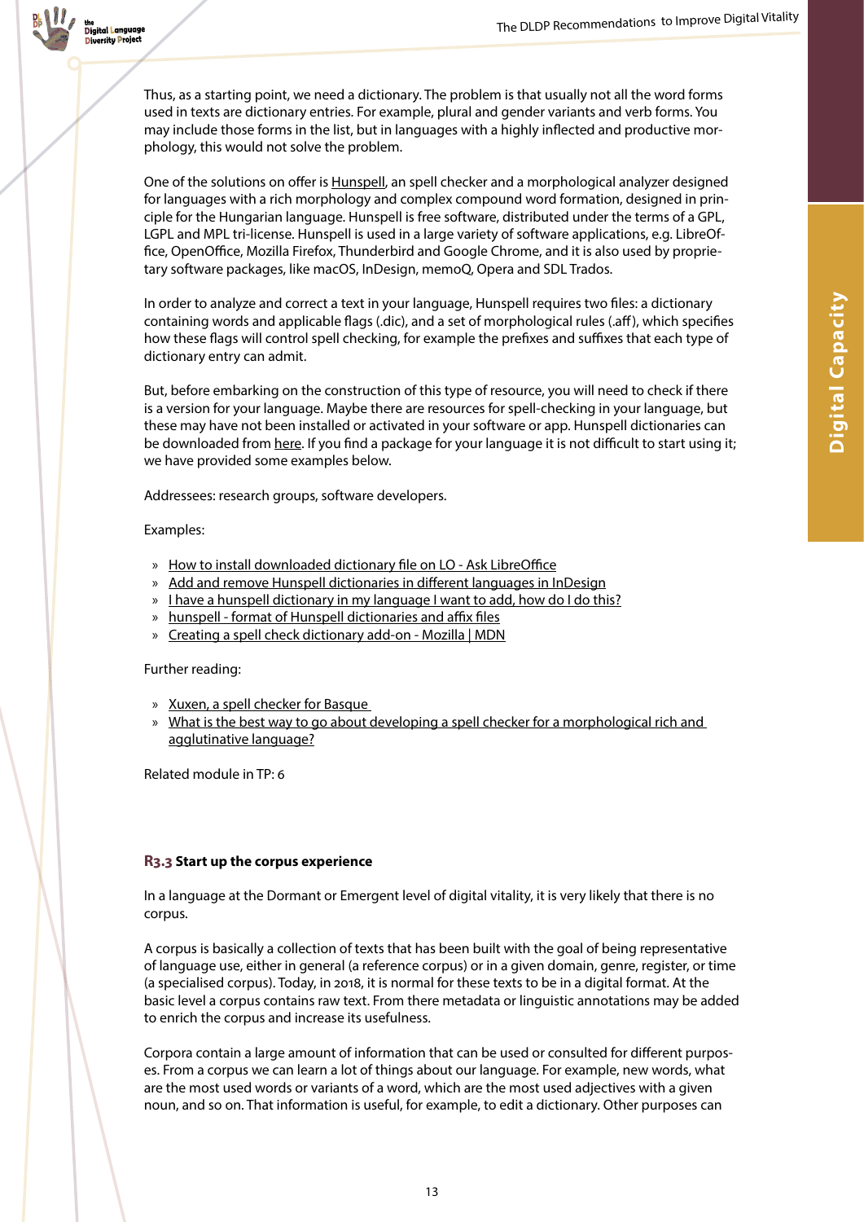Thus, as a starting point, we need a dictionary. The problem is that usually not all the word forms used in texts are dictionary entries. For example, plural and gender variants and verb forms. You may include those forms in the list, but in languages with a highly inflected and productive morphology, this would not solve the problem.

One of the solutions on offer is Hunspell, an spell checker and a morphological analyzer designed for languages with a rich morphology and complex compound word formation, designed in principle for the Hungarian language. Hunspell is free software, distributed under the terms of a GPL, LGPL and MPL tri-license. Hunspell is used in a large variety of software applications, e.g. LibreOffice, OpenOffice, Mozilla Firefox, Thunderbird and Google Chrome, and it is also used by proprietary software packages, like macOS, InDesign, memoQ, Opera and SDL Trados.

In order to analyze and correct a text in your language, Hunspell requires two files: a dictionary containing words and applicable flags (.dic), and a set of morphological rules (.aff), which specifies how these flags will control spell checking, for example the prefixes and suffixes that each type of dictionary entry can admit.

But, before embarking on the construction of this type of resource, you will need to check if there is a version for your language. Maybe there are resources for spell-checking in your language, but these may have not been installed or activated in your software or app. Hunspell dictionaries can be downloaded from here. If you find a package for your language it is not difficult to start using it; we have provided some examples below.

Addressees: research groups, software developers.

Examples:

- How to install downloaded dictionary file on LO - Ask LibreOffice
- Add and remove Hunspell dictionaries in different languages in InDesign
- I have a hunspell dictionary in my language I want to add, how do I do this?
- hunspell - format of Hunspell dictionaries and affix files
- Creating a spell check dictionary add-on - Mozilla | MDN

Further reading:

- Xuxen, a spell checker for Basque
- What is the best way to go about developing a spell checker for a morphological rich and agglutinative language?

Related module in TP: 6

### R3.3 Start up the corpus experience

In a language at the Dormant or Emergent level of digital vitality, it is very likely that there is no corpus.

A corpus is basically a collection of texts that has been built with the goal of being representative of language use, either in general (a reference corpus) or in a given domain, genre, register, or time (a specialised corpus). Today, in 2018, it is normal for these texts to be in a digital format. At the basic level a corpus contains raw text. From there metadata or linguistic annotations may be added to enrich the corpus and increase its usefulness.

Corpora contain a large amount of information that can be used or consulted for different purposes. From a corpus we can learn a lot of things about our language. For example, new words, what are the most used words or variants of a word, which are the most used adjectives with a given noun, and so on. That information is useful, for example, to edit a dictionary. Other purposes can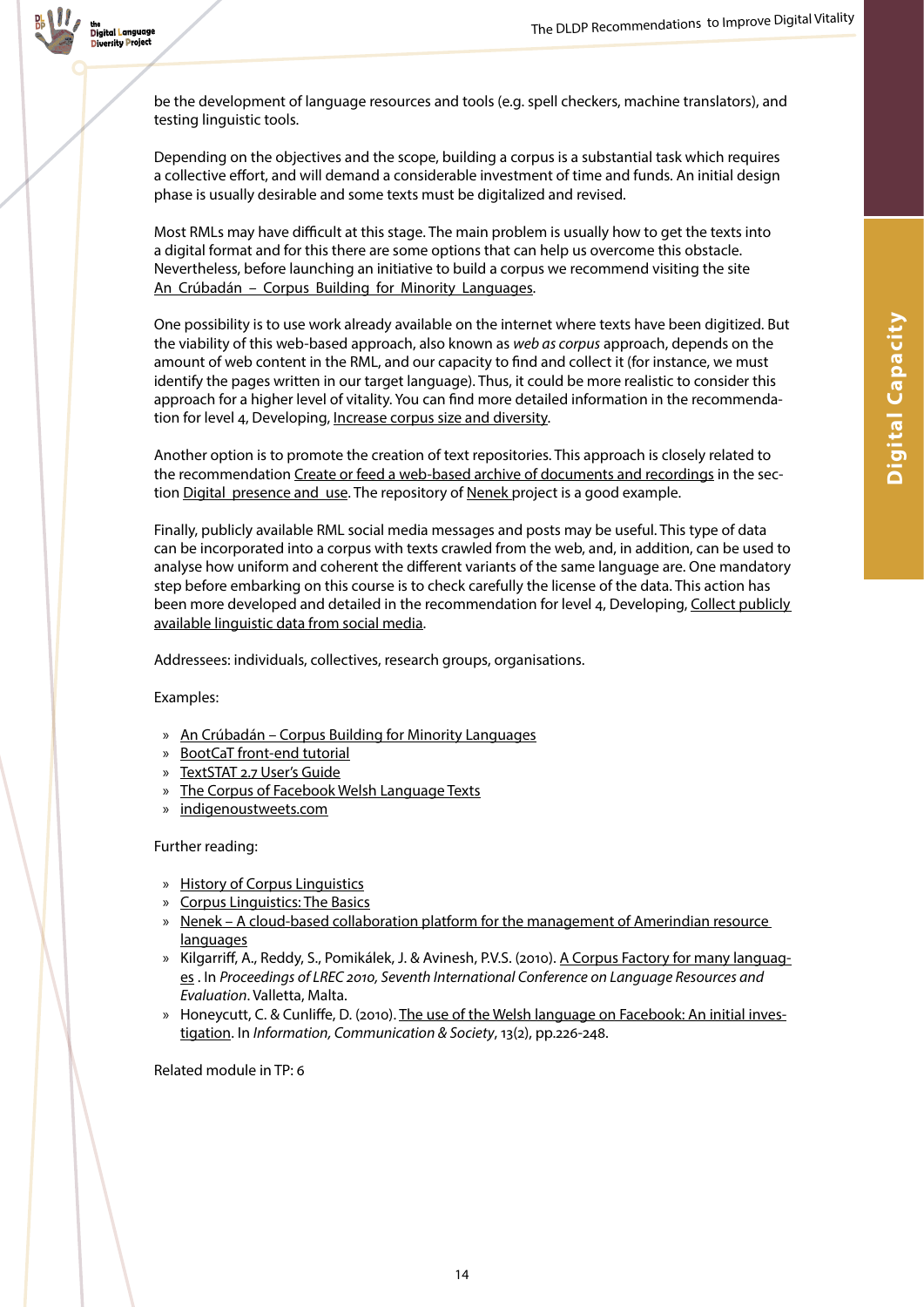be the development of language resources and tools (e.g. spell checkers, machine translators), and testing linguistic tools.

Depending on the objectives and the scope, building a corpus is a substantial task which requires a collective effort, and will demand a considerable investment of time and funds. An initial design phase is usually desirable and some texts must be digitalized and revised.

Most RMLs may have difficult at this stage. The main problem is usually how to get the texts into a digital format and for this there are some options that can help us overcome this obstacle. Nevertheless, before launching an initiative to build a corpus we recommend visiting the site An Crúbadán – Corpus Building for Minority Languages.

One possibility is to use work already available on the internet where texts have been digitized. But the viability of this web-based approach, also known as *web as corpus* approach, depends on the amount of web content in the RML, and our capacity to find and collect it (for instance, we must identify the pages written in our target language). Thus, it could be more realistic to consider this approach for a higher level of vitality. You can find more detailed information in the recommendation for level 4, Developing, Increase corpus size and diversity.

Another option is to promote the creation of text repositories. This approach is closely related to the recommendation Create or feed a web-based archive of documents and recordings in the section Digital presence and use. The repository of Nenek project is a good example.

Finally, publicly available RML social media messages and posts may be useful. This type of data can be incorporated into a corpus with texts crawled from the web, and, in addition, can be used to analyse how uniform and coherent the different variants of the same language are. One mandatory step before embarking on this course is to check carefully the license of the data. This action has been more developed and detailed in the recommendation for level 4, Developing, Collect publicly available linguistic data from social media.

Addressees: individuals, collectives, research groups, organisations.

Examples:

- An Crúbadán – Corpus Building for Minority Languages
- BootCaT front-end tutorial
- TextSTAT 2.7 User's Guide
- The Corpus of Facebook Welsh Language Texts
- indigenoustweets.com

Further reading:

- History of Corpus Linguistics
- Corpus Linguistics: The Basics
- Nenek – A cloud-based collaboration platform for the management of Amerindian resource languages
- Kilgarriff, A., Reddy, S., Pomikálek, J. & Avinesh, P.V.S. (2010). A Corpus Factory for many languages . In *Proceedings of LREC 2010, Seventh International Conference on Language Resources and Evaluation*. Valletta, Malta.
- Honeycutt, C. & Cunliffe, D. (2010). The use of the Welsh language on Facebook: An initial investigation. In *Information, Communication & Society*, 13(2), pp.226-248.

Related module in TP: 6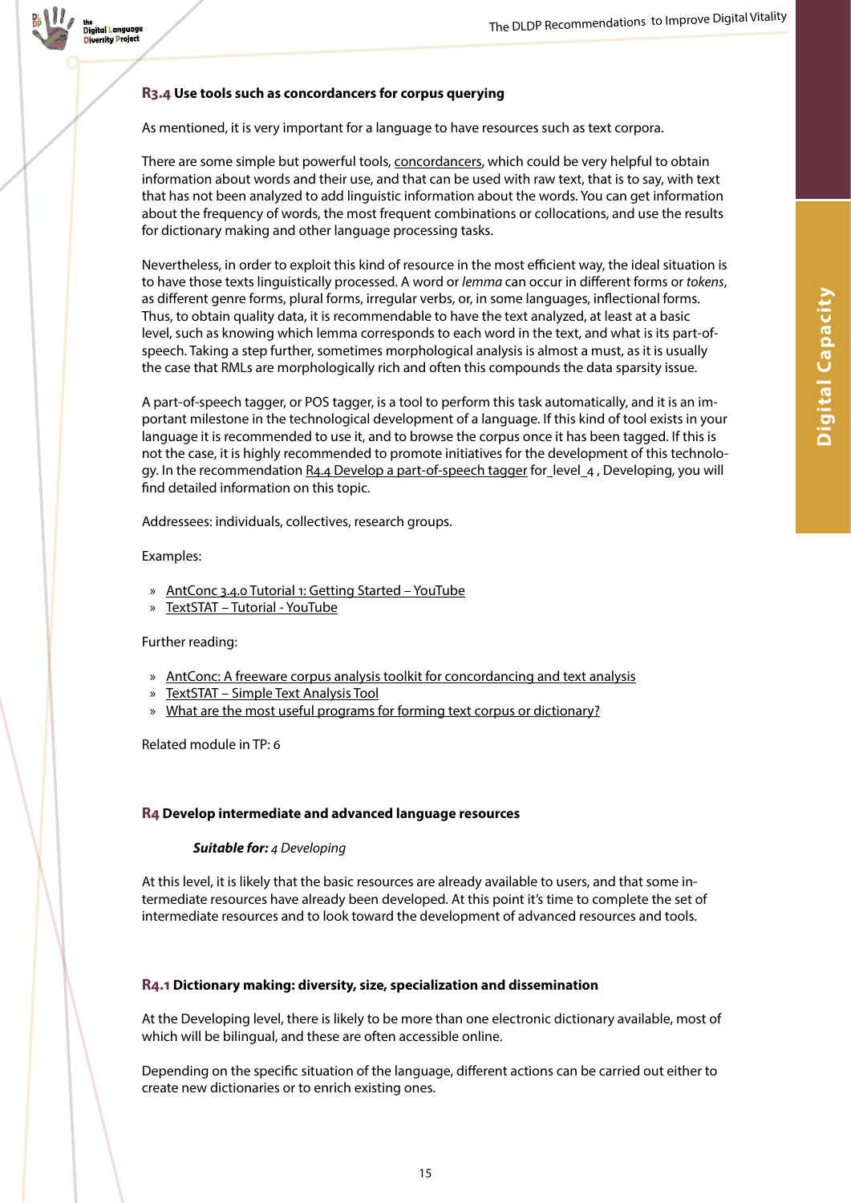### R3.4 Use tools such as concordancers for corpus querying

As mentioned, it is very important for a language to have resources such as text corpora.

There are some simple but powerful tools, concordancers, which could be very helpful to obtain information about words and their use, and that can be used with raw text, that is to say, with text that has not been analyzed to add linguistic information about the words. You can get information about the frequency of words, the most frequent combinations or collocations, and use the results for dictionary making and other language processing tasks.

Nevertheless, in order to exploit this kind of resource in the most efficient way, the ideal situation is to have those texts linguistically processed. A word or *lemma* can occur in different forms or *tokens*, as different genre forms, plural forms, irregular verbs, or, in some languages, inflectional forms. Thus, to obtain quality data, it is recommendable to have the text analyzed, at least at a basic level, such as knowing which lemma corresponds to each word in the text, and what is its part-of-speech. Taking a step further, sometimes morphological analysis is almost a must, as it is usually the case that RMLs are morphologically rich and often this compounds the data sparsity issue.

A part-of-speech tagger, or POS tagger, is a tool to perform this task automatically, and it is an important milestone in the technological development of a language. If this kind of tool exists in your language it is recommended to use it, and to browse the corpus once it has been tagged. If this is not the case, it is highly recommended to promote initiatives for the development of this technology. In the recommendation R4.4 Develop a part-of-speech tagger for_level_4 , Developing, you will find detailed information on this topic.

Addressees: individuals, collectives, research groups.

Examples:

» AntConc 3.4.0 Tutorial 1: Getting Started – YouTube
» TextSTAT – Tutorial - YouTube

Further reading:

» AntConc: A freeware corpus analysis toolkit for concordancing and text analysis
» TextSTAT – Simple Text Analysis Tool
» What are the most useful programs for forming text corpus or dictionary?

Related module in TP: 6

## R4 Develop intermediate and advanced language resources

***Suitable for:*** *4 Developing*

At this level, it is likely that the basic resources are already available to users, and that some intermediate resources have already been developed. At this point it's time to complete the set of intermediate resources and to look toward the development of advanced resources and tools.

### R4.1 Dictionary making: diversity, size, specialization and dissemination

At the Developing level, there is likely to be more than one electronic dictionary available, most of which will be bilingual, and these are often accessible online.

Depending on the specific situation of the language, different actions can be carried out either to create new dictionaries or to enrich existing ones.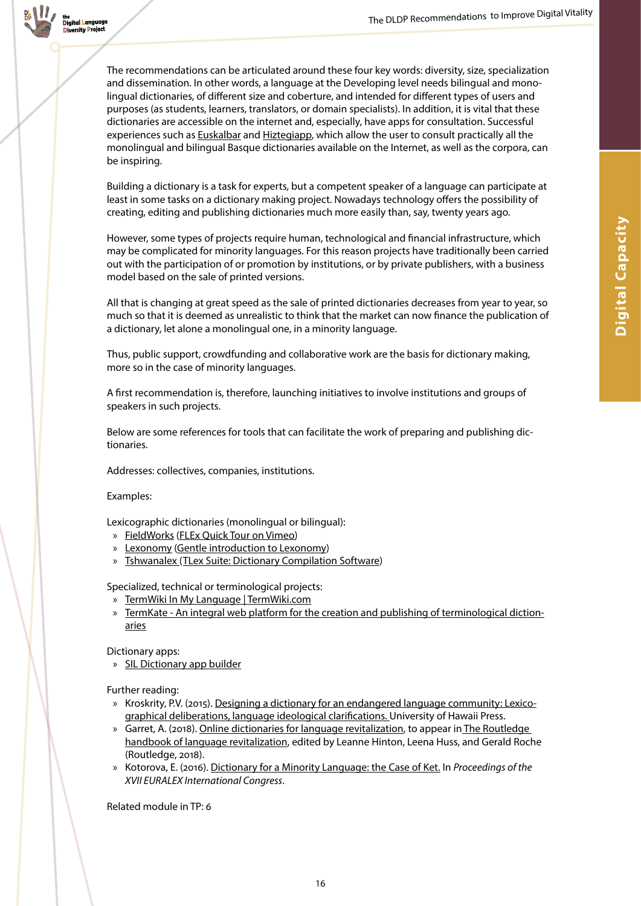The recommendations can be articulated around these four key words: diversity, size, specialization and dissemination. In other words, a language at the Developing level needs bilingual and monolingual dictionaries, of different size and coberture, and intended for different types of users and purposes (as students, learners, translators, or domain specialists). In addition, it is vital that these dictionaries are accessible on the internet and, especially, have apps for consultation. Successful experiences such as Euskalbar and Hiztegiapp, which allow the user to consult practically all the monolingual and bilingual Basque dictionaries available on the Internet, as well as the corpora, can be inspiring.

Building a dictionary is a task for experts, but a competent speaker of a language can participate at least in some tasks on a dictionary making project. Nowadays technology offers the possibility of creating, editing and publishing dictionaries much more easily than, say, twenty years ago.

However, some types of projects require human, technological and financial infrastructure, which may be complicated for minority languages. For this reason projects have traditionally been carried out with the participation of or promotion by institutions, or by private publishers, with a business model based on the sale of printed versions.

All that is changing at great speed as the sale of printed dictionaries decreases from year to year, so much so that it is deemed as unrealistic to think that the market can now finance the publication of a dictionary, let alone a monolingual one, in a minority language.

Thus, public support, crowdfunding and collaborative work are the basis for dictionary making, more so in the case of minority languages.

A first recommendation is, therefore, launching initiatives to involve institutions and groups of speakers in such projects.

Below are some references for tools that can facilitate the work of preparing and publishing dictionaries.

Addresses: collectives, companies, institutions.

Examples:

Lexicographic dictionaries (monolingual or bilingual):

- FieldWorks (FLEx Quick Tour on Vimeo)
- Lexonomy (Gentle introduction to Lexonomy)
- Tshwanalex (TLex Suite: Dictionary Compilation Software)

Specialized, technical or terminological projects:

- TermWiki In My Language | TermWiki.com
- TermKate - An integral web platform for the creation and publishing of terminological dictionaries

Dictionary apps:

- SIL Dictionary app builder

Further reading:

- Kroskrity, P.V. (2015). Designing a dictionary for an endangered language community: Lexicographical deliberations, language ideological clarifications. University of Hawaii Press.
- Garret, A. (2018). Online dictionaries for language revitalization, to appear in The Routledge handbook of language revitalization, edited by Leanne Hinton, Leena Huss, and Gerald Roche (Routledge, 2018).
- Kotorova, E. (2016). Dictionary for a Minority Language: the Case of Ket. In *Proceedings of the XVII EURALEX International Congress*.

Related module in TP: 6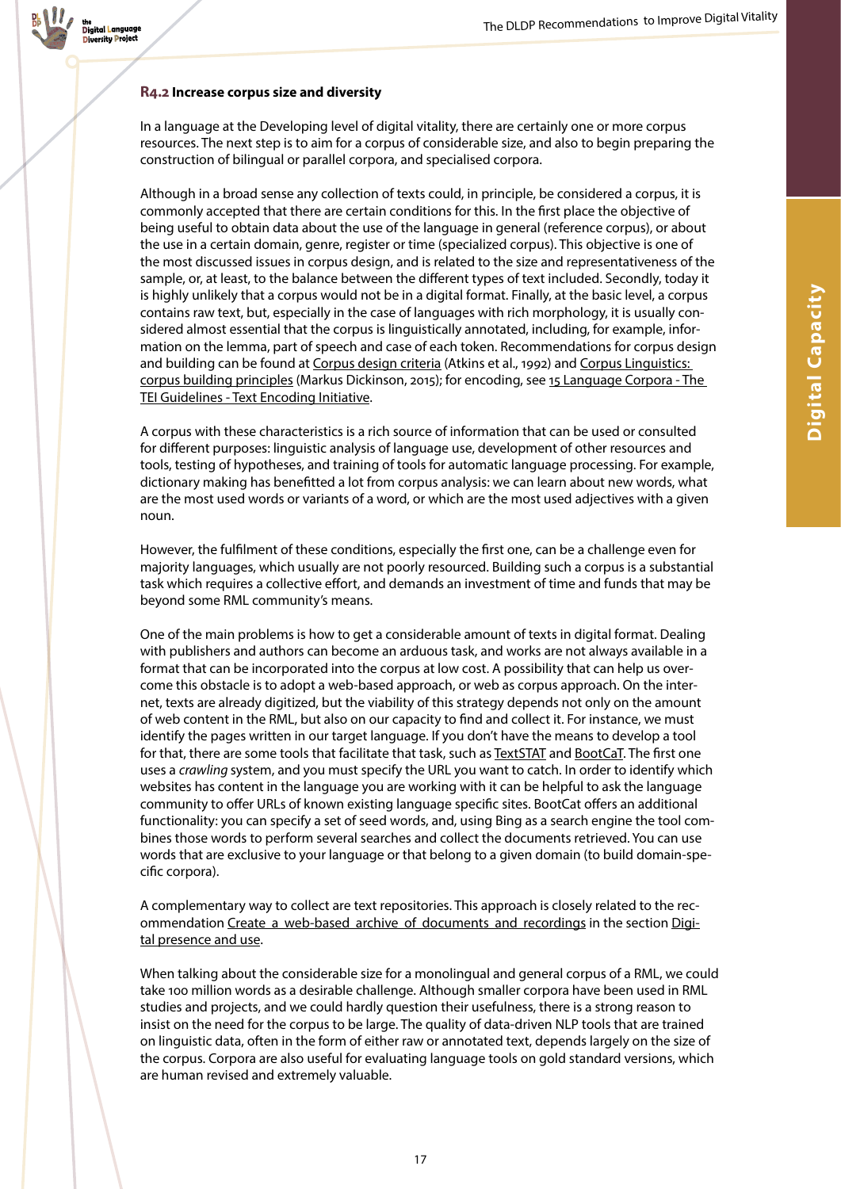### R4.2 Increase corpus size and diversity

In a language at the Developing level of digital vitality, there are certainly one or more corpus resources. The next step is to aim for a corpus of considerable size, and also to begin preparing the construction of bilingual or parallel corpora, and specialised corpora.

Although in a broad sense any collection of texts could, in principle, be considered a corpus, it is commonly accepted that there are certain conditions for this. In the first place the objective of being useful to obtain data about the use of the language in general (reference corpus), or about the use in a certain domain, genre, register or time (specialized corpus). This objective is one of the most discussed issues in corpus design, and is related to the size and representativeness of the sample, or, at least, to the balance between the different types of text included. Secondly, today it is highly unlikely that a corpus would not be in a digital format. Finally, at the basic level, a corpus contains raw text, but, especially in the case of languages with rich morphology, it is usually considered almost essential that the corpus is linguistically annotated, including, for example, information on the lemma, part of speech and case of each token. Recommendations for corpus design and building can be found at Corpus design criteria (Atkins et al., 1992) and Corpus Linguistics: corpus building principles (Markus Dickinson, 2015); for encoding, see 15 Language Corpora - The TEI Guidelines - Text Encoding Initiative.

A corpus with these characteristics is a rich source of information that can be used or consulted for different purposes: linguistic analysis of language use, development of other resources and tools, testing of hypotheses, and training of tools for automatic language processing. For example, dictionary making has benefitted a lot from corpus analysis: we can learn about new words, what are the most used words or variants of a word, or which are the most used adjectives with a given noun.

However, the fulfilment of these conditions, especially the first one, can be a challenge even for majority languages, which usually are not poorly resourced. Building such a corpus is a substantial task which requires a collective effort, and demands an investment of time and funds that may be beyond some RML community's means.

One of the main problems is how to get a considerable amount of texts in digital format. Dealing with publishers and authors can become an arduous task, and works are not always available in a format that can be incorporated into the corpus at low cost. A possibility that can help us overcome this obstacle is to adopt a web-based approach, or web as corpus approach. On the internet, texts are already digitized, but the viability of this strategy depends not only on the amount of web content in the RML, but also on our capacity to find and collect it. For instance, we must identify the pages written in our target language. If you don't have the means to develop a tool for that, there are some tools that facilitate that task, such as TextSTAT and BootCaT. The first one uses a *crawling* system, and you must specify the URL you want to catch. In order to identify which websites has content in the language you are working with it can be helpful to ask the language community to offer URLs of known existing language specific sites. BootCat offers an additional functionality: you can specify a set of seed words, and, using Bing as a search engine the tool combines those words to perform several searches and collect the documents retrieved. You can use words that are exclusive to your language or that belong to a given domain (to build domain-specific corpora).

A complementary way to collect are text repositories. This approach is closely related to the recommendation Create a web-based archive of documents and recordings in the section Digital presence and use.

When talking about the considerable size for a monolingual and general corpus of a RML, we could take 100 million words as a desirable challenge. Although smaller corpora have been used in RML studies and projects, and we could hardly question their usefulness, there is a strong reason to insist on the need for the corpus to be large. The quality of data-driven NLP tools that are trained on linguistic data, often in the form of either raw or annotated text, depends largely on the size of the corpus. Corpora are also useful for evaluating language tools on gold standard versions, which are human revised and extremely valuable.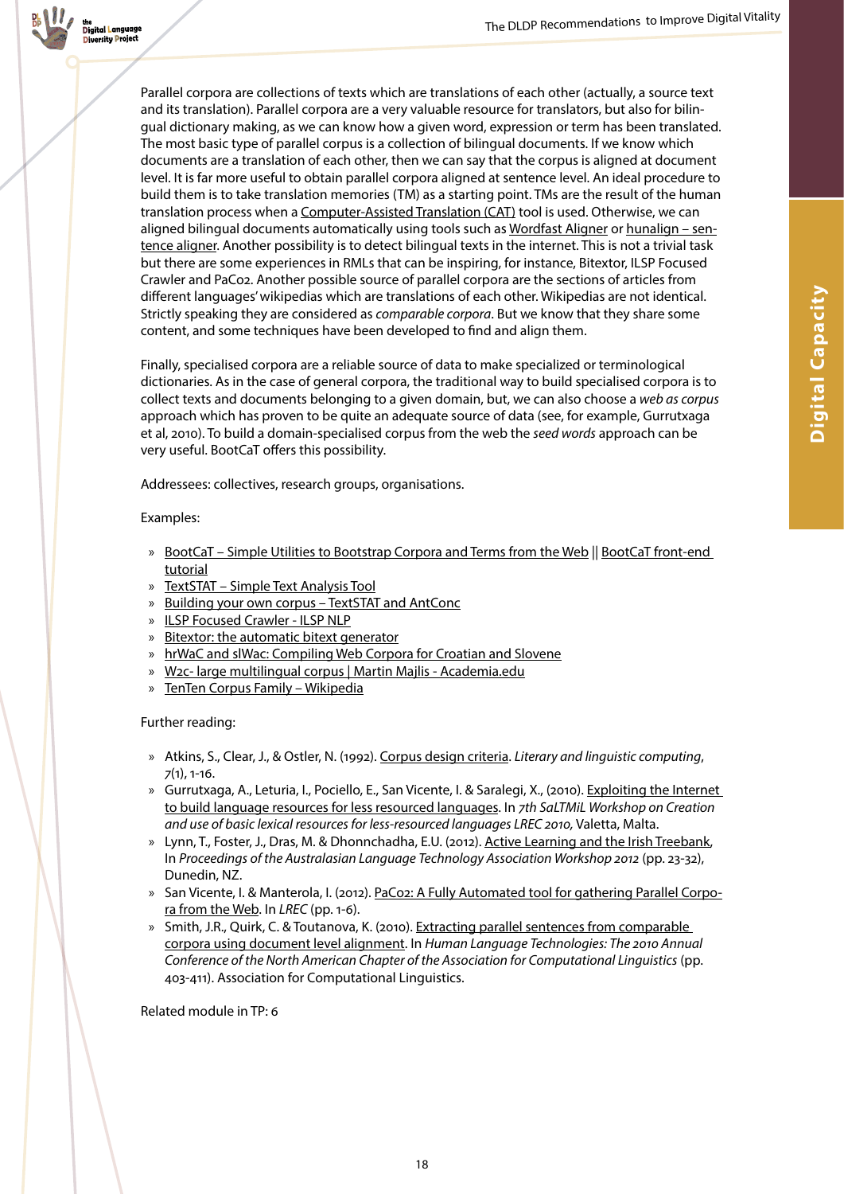Parallel corpora are collections of texts which are translations of each other (actually, a source text and its translation). Parallel corpora are a very valuable resource for translators, but also for bilingual dictionary making, as we can know how a given word, expression or term has been translated. The most basic type of parallel corpus is a collection of bilingual documents. If we know which documents are a translation of each other, then we can say that the corpus is aligned at document level. It is far more useful to obtain parallel corpora aligned at sentence level. An ideal procedure to build them is to take translation memories (TM) as a starting point. TMs are the result of the human translation process when a Computer-Assisted Translation (CAT) tool is used. Otherwise, we can aligned bilingual documents automatically using tools such as Wordfast Aligner or hunalign – sentence aligner. Another possibility is to detect bilingual texts in the internet. This is not a trivial task but there are some experiences in RMLs that can be inspiring, for instance, Bitextor, ILSP Focused Crawler and PaCo2. Another possible source of parallel corpora are the sections of articles from different languages' wikipedias which are translations of each other. Wikipedias are not identical. Strictly speaking they are considered as *comparable corpora*. But we know that they share some content, and some techniques have been developed to find and align them.

Finally, specialised corpora are a reliable source of data to make specialized or terminological dictionaries. As in the case of general corpora, the traditional way to build specialised corpora is to collect texts and documents belonging to a given domain, but, we can also choose a *web as corpus* approach which has proven to be quite an adequate source of data (see, for example, Gurrutxaga et al, 2010). To build a domain-specialised corpus from the web the *seed words* approach can be very useful. BootCaT offers this possibility.

Addressees: collectives, research groups, organisations.

Examples:

- BootCaT – Simple Utilities to Bootstrap Corpora and Terms from the Web || BootCaT front-end tutorial
- TextSTAT – Simple Text Analysis Tool
- Building your own corpus – TextSTAT and AntConc
- ILSP Focused Crawler - ILSP NLP
- Bitextor: the automatic bitext generator
- hrWaC and slWac: Compiling Web Corpora for Croatian and Slovene
- W2c- large multilingual corpus | Martin Majlis - Academia.edu
- TenTen Corpus Family – Wikipedia

Further reading:

- Atkins, S., Clear, J., & Ostler, N. (1992). Corpus design criteria. *Literary and linguistic computing*, *7*(1), 1-16.
- Gurrutxaga, A., Leturia, I., Pociello, E., San Vicente, I. & Saralegi, X., (2010). Exploiting the Internet to build language resources for less resourced languages. In *7th SaLTMiL Workshop on Creation and use of basic lexical resources for less-resourced languages LREC 2010,* Valetta, Malta.
- Lynn, T., Foster, J., Dras, M. & Dhonnchadha, E.U. (2012). Active Learning and the Irish Treebank, In *Proceedings of the Australasian Language Technology Association Workshop 2012* (pp. 23-32), Dunedin, NZ.
- San Vicente, I. & Manterola, I. (2012). PaCo2: A Fully Automated tool for gathering Parallel Corpora from the Web. In *LREC* (pp. 1-6).
- Smith, J.R., Quirk, C. & Toutanova, K. (2010). Extracting parallel sentences from comparable corpora using document level alignment. In *Human Language Technologies: The 2010 Annual Conference of the North American Chapter of the Association for Computational Linguistics* (pp. 403-411). Association for Computational Linguistics.

Related module in TP: 6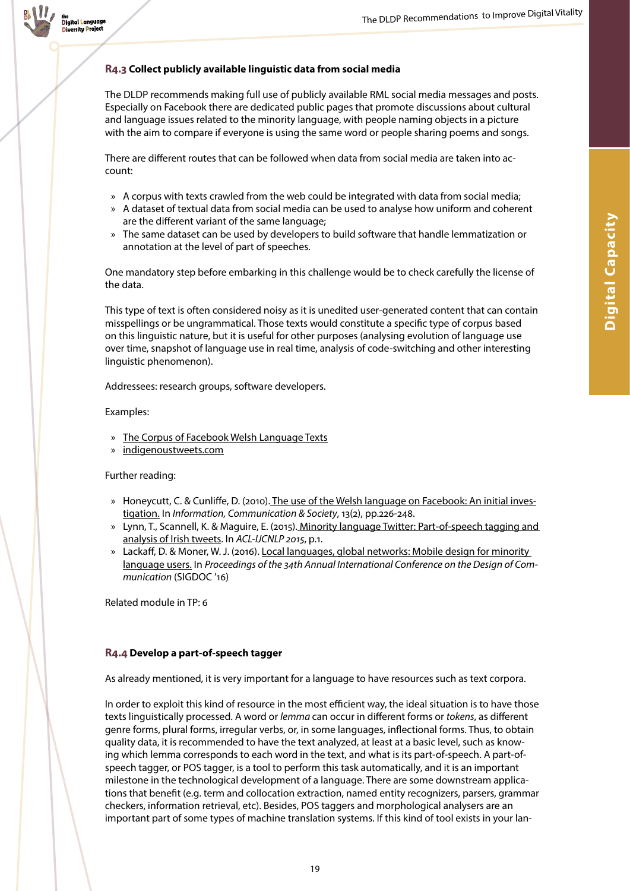### R4.3 Collect publicly available linguistic data from social media

The DLDP recommends making full use of publicly available RML social media messages and posts. Especially on Facebook there are dedicated public pages that promote discussions about cultural and language issues related to the minority language, with people naming objects in a picture with the aim to compare if everyone is using the same word or people sharing poems and songs.

There are different routes that can be followed when data from social media are taken into account:

- A corpus with texts crawled from the web could be integrated with data from social media;
- A dataset of textual data from social media can be used to analyse how uniform and coherent are the different variant of the same language;
- The same dataset can be used by developers to build software that handle lemmatization or annotation at the level of part of speeches.

One mandatory step before embarking in this challenge would be to check carefully the license of the data.

This type of text is often considered noisy as it is unedited user-generated content that can contain misspellings or be ungrammatical. Those texts would constitute a specific type of corpus based on this linguistic nature, but it is useful for other purposes (analysing evolution of language use over time, snapshot of language use in real time, analysis of code-switching and other interesting linguistic phenomenon).

Addressees: research groups, software developers.

Examples:

- The Corpus of Facebook Welsh Language Texts
- indigenoustweets.com

Further reading:

- Honeycutt, C. & Cunliffe, D. (2010). The use of the Welsh language on Facebook: An initial investigation. In *Information, Communication & Society*, 13(2), pp.226-248.
- Lynn, T., Scannell, K. & Maguire, E. (2015). Minority language Twitter: Part-of-speech tagging and analysis of Irish tweets. In *ACL-IJCNLP 2015*, p.1.
- Lackaff, D. & Moner, W. J. (2016). Local languages, global networks: Mobile design for minority language users. In *Proceedings of the 34th Annual International Conference on the Design of Communication* (SIGDOC '16)

Related module in TP: 6

### R4.4 Develop a part-of-speech tagger

As already mentioned, it is very important for a language to have resources such as text corpora.

In order to exploit this kind of resource in the most efficient way, the ideal situation is to have those texts linguistically processed. A word or *lemma* can occur in different forms or *tokens*, as different genre forms, plural forms, irregular verbs, or, in some languages, inflectional forms. Thus, to obtain quality data, it is recommended to have the text analyzed, at least at a basic level, such as knowing which lemma corresponds to each word in the text, and what is its part-of-speech. A part-of-speech tagger, or POS tagger, is a tool to perform this task automatically, and it is an important milestone in the technological development of a language. There are some downstream applications that benefit (e.g. term and collocation extraction, named entity recognizers, parsers, grammar checkers, information retrieval, etc). Besides, POS taggers and morphological analysers are an important part of some types of machine translation systems. If this kind of tool exists in your lan-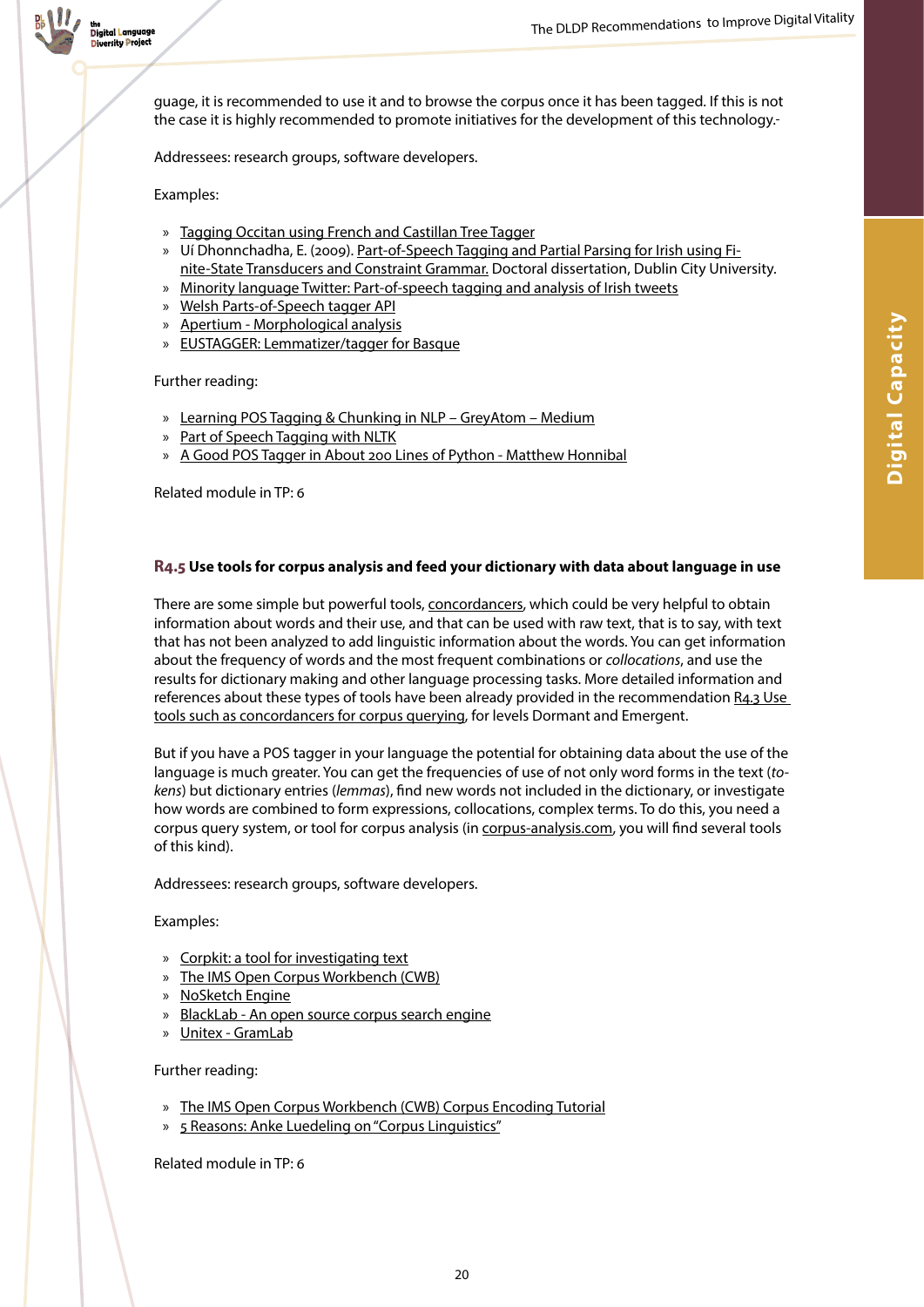guage, it is recommended to use it and to browse the corpus once it has been tagged. If this is not the case it is highly recommended to promote initiatives for the development of this technology.-

Addressees: research groups, software developers.

Examples:

- Tagging Occitan using French and Castillan Tree Tagger
- Uí Dhonnchadha, E. (2009). Part-of-Speech Tagging and Partial Parsing for Irish using Finite-State Transducers and Constraint Grammar. Doctoral dissertation, Dublin City University.
- Minority language Twitter: Part-of-speech tagging and analysis of Irish tweets
- Welsh Parts-of-Speech tagger API
- Apertium - Morphological analysis
- EUSTAGGER: Lemmatizer/tagger for Basque

Further reading:

- Learning POS Tagging & Chunking in NLP – GreyAtom – Medium
- Part of Speech Tagging with NLTK
- A Good POS Tagger in About 200 Lines of Python - Matthew Honnibal

Related module in TP: 6

### R4.5 Use tools for corpus analysis and feed your dictionary with data about language in use

There are some simple but powerful tools, concordancers, which could be very helpful to obtain information about words and their use, and that can be used with raw text, that is to say, with text that has not been analyzed to add linguistic information about the words. You can get information about the frequency of words and the most frequent combinations or *collocations*, and use the results for dictionary making and other language processing tasks. More detailed information and references about these types of tools have been already provided in the recommendation R4.3 Use tools such as concordancers for corpus querying, for levels Dormant and Emergent.

But if you have a POS tagger in your language the potential for obtaining data about the use of the language is much greater. You can get the frequencies of use of not only word forms in the text (*tokens*) but dictionary entries (*lemmas*), find new words not included in the dictionary, or investigate how words are combined to form expressions, collocations, complex terms. To do this, you need a corpus query system, or tool for corpus analysis (in corpus-analysis.com, you will find several tools of this kind).

Addressees: research groups, software developers.

Examples:

- Corpkit: a tool for investigating text
- The IMS Open Corpus Workbench (CWB)
- NoSketch Engine
- BlackLab - An open source corpus search engine
- Unitex - GramLab

Further reading:

- The IMS Open Corpus Workbench (CWB) Corpus Encoding Tutorial
- 5 Reasons: Anke Luedeling on "Corpus Linguistics"

Related module in TP: 6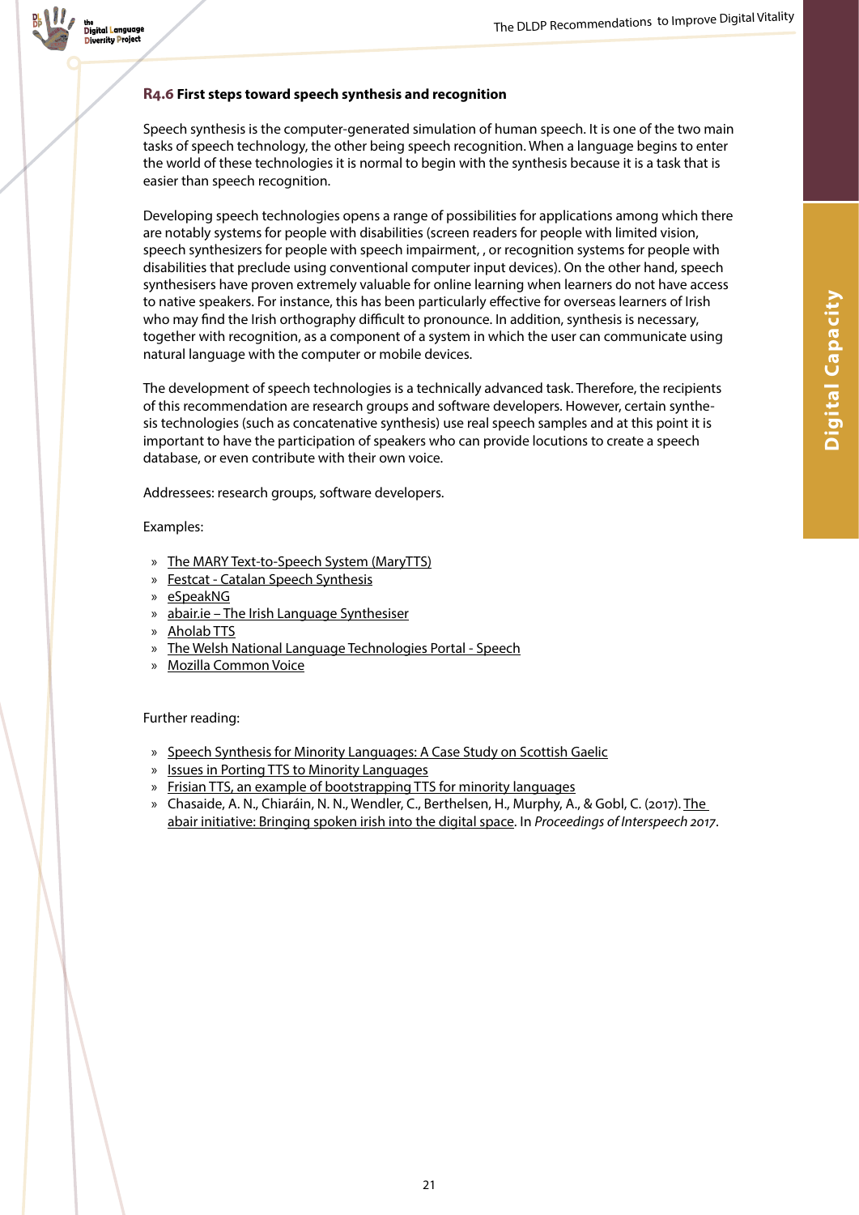### R4.6 First steps toward speech synthesis and recognition

Speech synthesis is the computer-generated simulation of human speech. It is one of the two main tasks of speech technology, the other being speech recognition. When a language begins to enter the world of these technologies it is normal to begin with the synthesis because it is a task that is easier than speech recognition.

Developing speech technologies opens a range of possibilities for applications among which there are notably systems for people with disabilities (screen readers for people with limited vision, speech synthesizers for people with speech impairment, , or recognition systems for people with disabilities that preclude using conventional computer input devices). On the other hand, speech synthesisers have proven extremely valuable for online learning when learners do not have access to native speakers. For instance, this has been particularly effective for overseas learners of Irish who may find the Irish orthography difficult to pronounce. In addition, synthesis is necessary, together with recognition, as a component of a system in which the user can communicate using natural language with the computer or mobile devices.

The development of speech technologies is a technically advanced task. Therefore, the recipients of this recommendation are research groups and software developers. However, certain synthesis technologies (such as concatenative synthesis) use real speech samples and at this point it is important to have the participation of speakers who can provide locutions to create a speech database, or even contribute with their own voice.

Addressees: research groups, software developers.

Examples:

» The MARY Text-to-Speech System (MaryTTS)
» Festcat - Catalan Speech Synthesis
» eSpeakNG
» abair.ie – The Irish Language Synthesiser
» Aholab TTS
» The Welsh National Language Technologies Portal - Speech
» Mozilla Common Voice

Further reading:

» Speech Synthesis for Minority Languages: A Case Study on Scottish Gaelic
» Issues in Porting TTS to Minority Languages
» Frisian TTS, an example of bootstrapping TTS for minority languages
» Chasaide, A. N., Chiaráin, N. N., Wendler, C., Berthelsen, H., Murphy, A., & Gobl, C. (2017). The abair initiative: Bringing spoken irish into the digital space. In *Proceedings of Interspeech 2017*.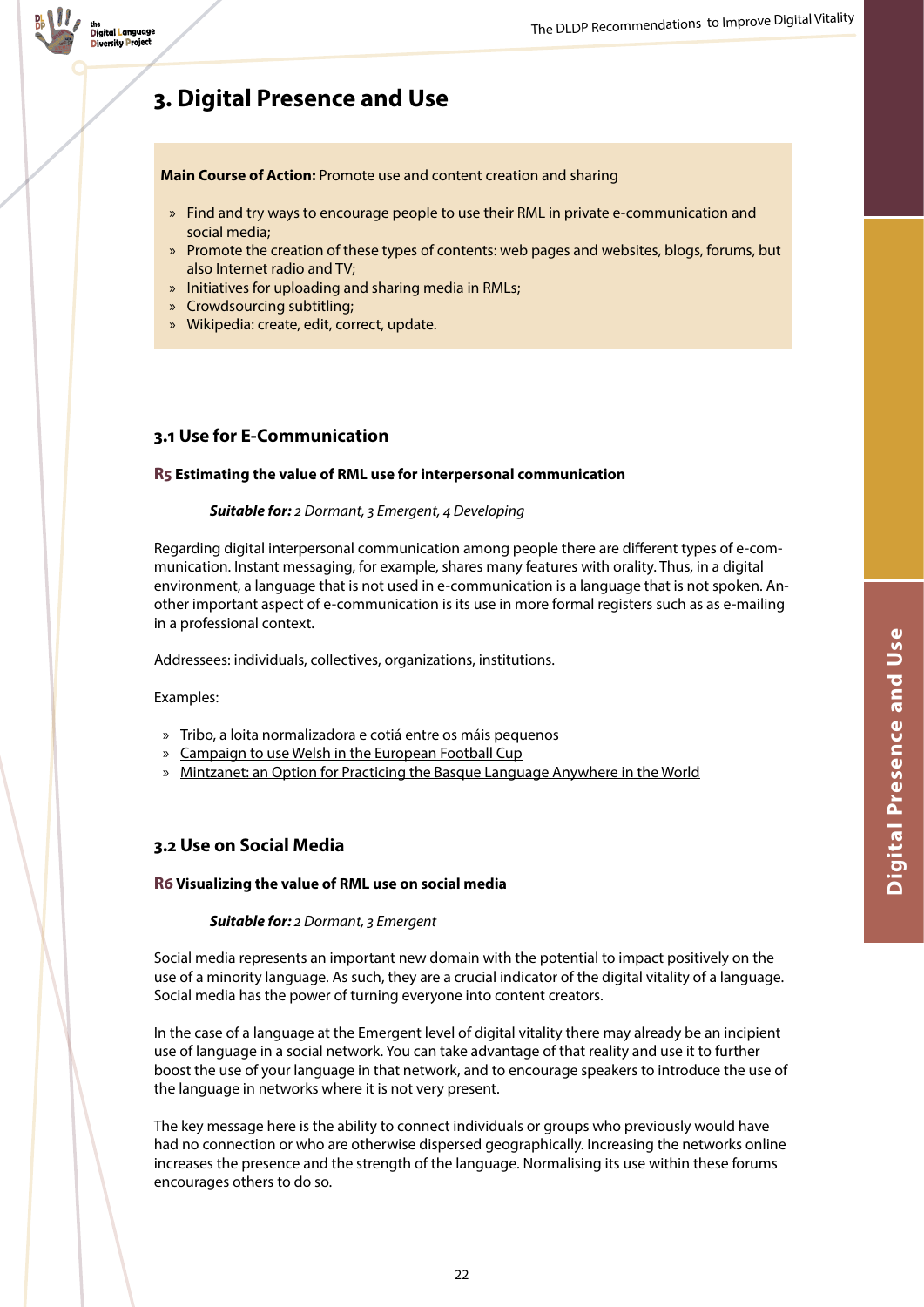# 3. Digital Presence and Use

**Main Course of Action:** Promote use and content creation and sharing

- Find and try ways to encourage people to use their RML in private e-communication and social media;
- Promote the creation of these types of contents: web pages and websites, blogs, forums, but also Internet radio and TV;
- Initiatives for uploading and sharing media in RMLs;
- Crowdsourcing subtitling;
- Wikipedia: create, edit, correct, update.

## 3.1 Use for E-Communication

### R5 Estimating the value of RML use for interpersonal communication

***Suitable for:*** *2 Dormant, 3 Emergent, 4 Developing*

Regarding digital interpersonal communication among people there are different types of e-communication. Instant messaging, for example, shares many features with orality. Thus, in a digital environment, a language that is not used in e-communication is a language that is not spoken. Another important aspect of e-communication is its use in more formal registers such as as e-mailing in a professional context.

Addressees: individuals, collectives, organizations, institutions.

Examples:

- Tribo, a loita normalizadora e cotiá entre os máis pequenos
- Campaign to use Welsh in the European Football Cup
- Mintzanet: an Option for Practicing the Basque Language Anywhere in the World

## 3.2 Use on Social Media

### R6 Visualizing the value of RML use on social media

***Suitable for:*** *2 Dormant, 3 Emergent*

Social media represents an important new domain with the potential to impact positively on the use of a minority language. As such, they are a crucial indicator of the digital vitality of a language. Social media has the power of turning everyone into content creators.

In the case of a language at the Emergent level of digital vitality there may already be an incipient use of language in a social network. You can take advantage of that reality and use it to further boost the use of your language in that network, and to encourage speakers to introduce the use of the language in networks where it is not very present.

The key message here is the ability to connect individuals or groups who previously would have had no connection or who are otherwise dispersed geographically. Increasing the networks online increases the presence and the strength of the language. Normalising its use within these forums encourages others to do so.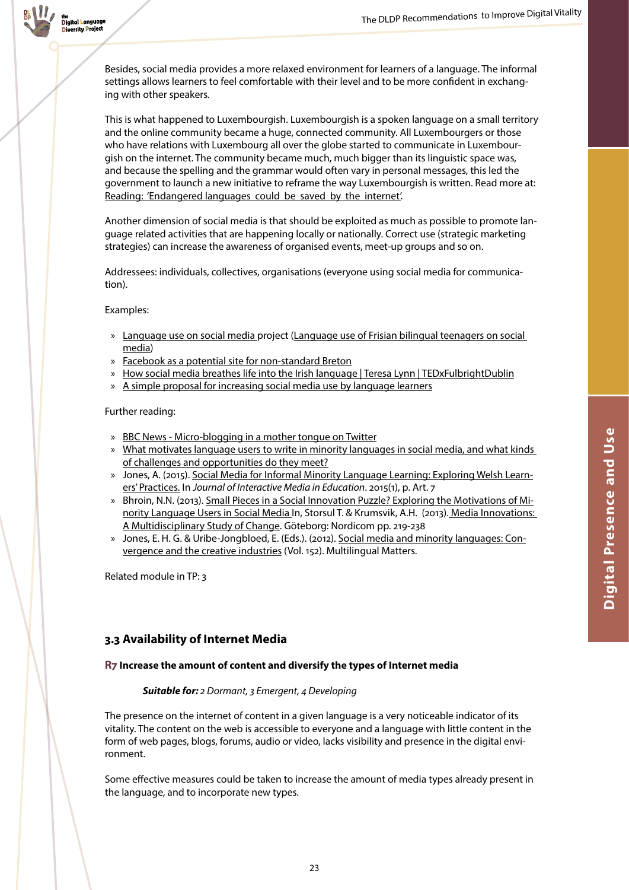Besides, social media provides a more relaxed environment for learners of a language. The informal settings allows learners to feel comfortable with their level and to be more confident in exchanging with other speakers.

This is what happened to Luxembourgish. Luxembourgish is a spoken language on a small territory and the online community became a huge, connected community. All Luxembourgers or those who have relations with Luxembourg all over the globe started to communicate in Luxembourgish on the internet. The community became much, much bigger than its linguistic space was, and because the spelling and the grammar would often vary in personal messages, this led the government to launch a new initiative to reframe the way Luxembourgish is written. Read more at: Reading: 'Endangered languages could be saved by the internet'.

Another dimension of social media is that should be exploited as much as possible to promote language related activities that are happening locally or nationally. Correct use (strategic marketing strategies) can increase the awareness of organised events, meet-up groups and so on.

Addressees: individuals, collectives, organisations (everyone using social media for communication).

Examples:

- Language use on social media project (Language use of Frisian bilingual teenagers on social media)
- Facebook as a potential site for non-standard Breton
- How social media breathes life into the Irish language | Teresa Lynn | TEDxFulbrightDublin
- A simple proposal for increasing social media use by language learners

Further reading:

- BBC News - Micro-blogging in a mother tongue on Twitter
- What motivates language users to write in minority languages in social media, and what kinds of challenges and opportunities do they meet?
- Jones, A. (2015). Social Media for Informal Minority Language Learning: Exploring Welsh Learners' Practices. In *Journal of Interactive Media in Education*. 2015(1), p. Art. 7
- Bhroin, N.N. (2013). Small Pieces in a Social Innovation Puzzle? Exploring the Motivations of Minority Language Users in Social Media In, Storsul T. & Krumsvik, A.H. (2013). Media Innovations: A Multidisciplinary Study of Change. Göteborg: Nordicom pp. 219-238
- Jones, E. H. G. & Uribe-Jongbloed, E. (Eds.). (2012). Social media and minority languages: Convergence and the creative industries (Vol. 152). Multilingual Matters.

Related module in TP: 3

### 3.3 Availability of Internet Media

**R7 Increase the amount of content and diversify the types of Internet media**

***Suitable for:*** *2 Dormant, 3 Emergent, 4 Developing*

The presence on the internet of content in a given language is a very noticeable indicator of its vitality. The content on the web is accessible to everyone and a language with little content in the form of web pages, blogs, forums, audio or video, lacks visibility and presence in the digital environment.

Some effective measures could be taken to increase the amount of media types already present in the language, and to incorporate new types.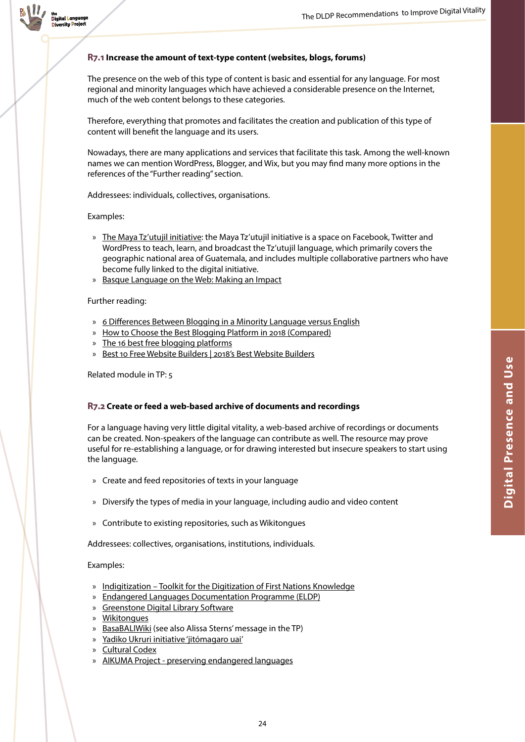### R7.1 Increase the amount of text-type content (websites, blogs, forums)

The presence on the web of this type of content is basic and essential for any language. For most regional and minority languages which have achieved a considerable presence on the Internet, much of the web content belongs to these categories.

Therefore, everything that promotes and facilitates the creation and publication of this type of content will benefit the language and its users.

Nowadays, there are many applications and services that facilitate this task. Among the well-known names we can mention WordPress, Blogger, and Wix, but you may find many more options in the references of the "Further reading" section.

Addressees: individuals, collectives, organisations.

Examples:

- The Maya Tz'utujil initiative: the Maya Tz'utujil initiative is a space on Facebook, Twitter and WordPress to teach, learn, and broadcast the Tz'utujil language, which primarily covers the geographic national area of Guatemala, and includes multiple collaborative partners who have become fully linked to the digital initiative.
- Basque Language on the Web: Making an Impact

Further reading:

- 6 Differences Between Blogging in a Minority Language versus English
- How to Choose the Best Blogging Platform in 2018 (Compared)
- The 16 best free blogging platforms
- Best 10 Free Website Builders | 2018's Best Website Builders

Related module in TP: 5

### R7.2 Create or feed a web-based archive of documents and recordings

For a language having very little digital vitality, a web-based archive of recordings or documents can be created. Non-speakers of the language can contribute as well. The resource may prove useful for re-establishing a language, or for drawing interested but insecure speakers to start using the language.

- Create and feed repositories of texts in your language
- Diversify the types of media in your language, including audio and video content
- Contribute to existing repositories, such as Wikitongues

Addressees: collectives, organisations, institutions, individuals.

Examples:

- Indigitization – Toolkit for the Digitization of First Nations Knowledge
- Endangered Languages Documentation Programme (ELDP)
- Greenstone Digital Library Software
- Wikitongues
- BasaBALIWiki (see also Alissa Sterns' message in the TP)
- Yadiko Ukruri initiative 'jitómagaro uai'
- Cultural Codex
- AIKUMA Project - preserving endangered languages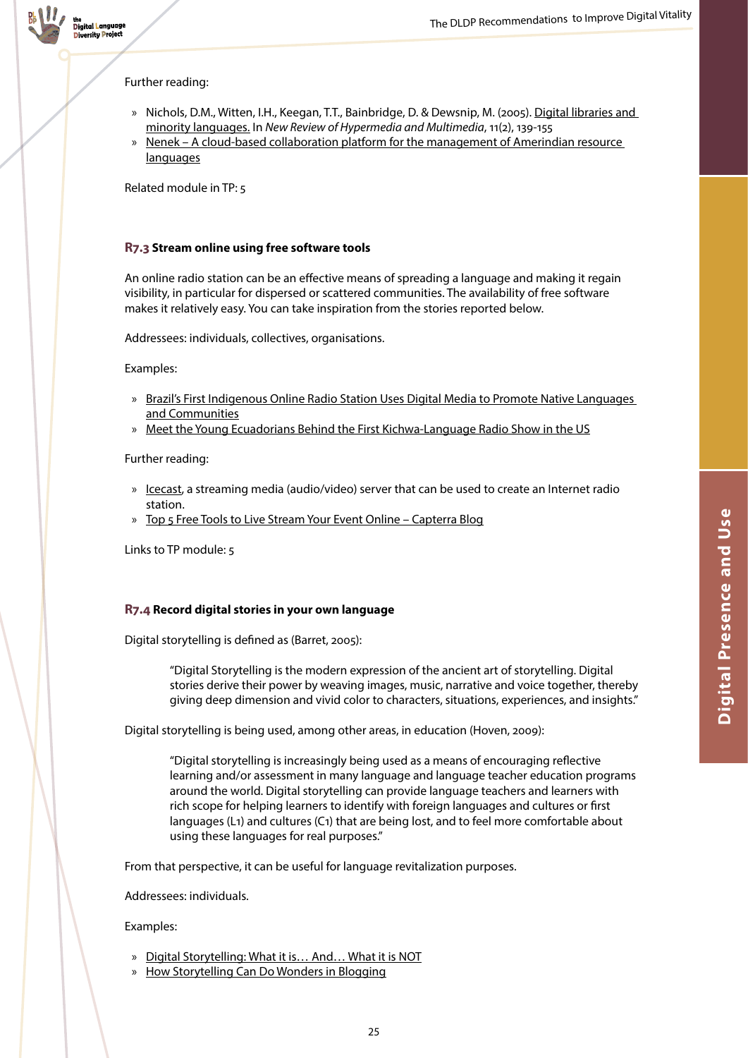Further reading:

- Nichols, D.M., Witten, I.H., Keegan, T.T., Bainbridge, D. & Dewsnip, M. (2005). Digital libraries and minority languages. In *New Review of Hypermedia and Multimedia*, 11(2), 139-155
- Nenek – A cloud-based collaboration platform for the management of Amerindian resource languages

Related module in TP: 5

### R7.3 Stream online using free software tools

An online radio station can be an effective means of spreading a language and making it regain visibility, in particular for dispersed or scattered communities. The availability of free software makes it relatively easy. You can take inspiration from the stories reported below.

Addressees: individuals, collectives, organisations.

Examples:

- Brazil's First Indigenous Online Radio Station Uses Digital Media to Promote Native Languages and Communities
- Meet the Young Ecuadorians Behind the First Kichwa-Language Radio Show in the US

Further reading:

- Icecast, a streaming media (audio/video) server that can be used to create an Internet radio station.
- Top 5 Free Tools to Live Stream Your Event Online – Capterra Blog

Links to TP module: 5

### R7.4 Record digital stories in your own language

Digital storytelling is defined as (Barret, 2005):

> "Digital Storytelling is the modern expression of the ancient art of storytelling. Digital stories derive their power by weaving images, music, narrative and voice together, thereby giving deep dimension and vivid color to characters, situations, experiences, and insights."

Digital storytelling is being used, among other areas, in education (Hoven, 2009):

> "Digital storytelling is increasingly being used as a means of encouraging reflective learning and/or assessment in many language and language teacher education programs around the world. Digital storytelling can provide language teachers and learners with rich scope for helping learners to identify with foreign languages and cultures or first languages (L1) and cultures (C1) that are being lost, and to feel more comfortable about using these languages for real purposes."

From that perspective, it can be useful for language revitalization purposes.

Addressees: individuals.

Examples:

- Digital Storytelling: What it is… And… What it is NOT
- How Storytelling Can Do Wonders in Blogging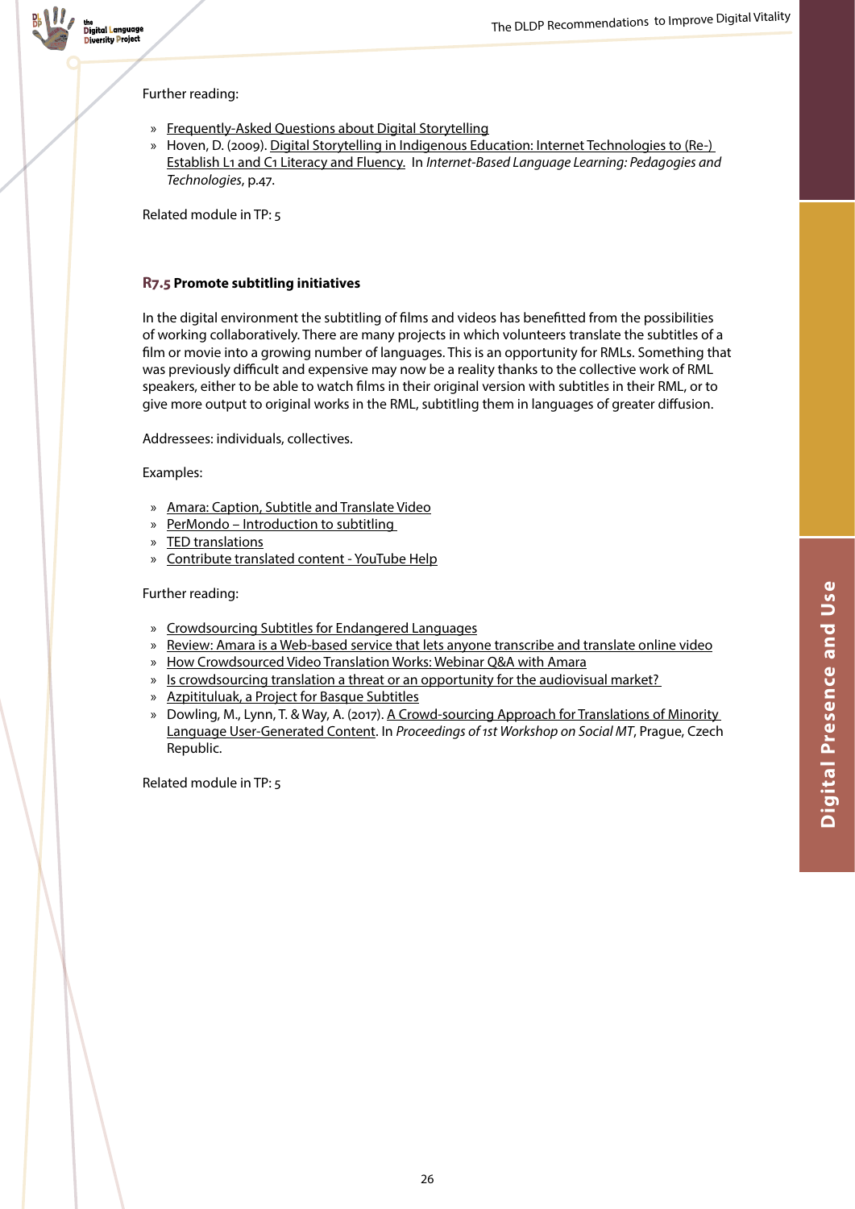Further reading:

- Frequently-Asked Questions about Digital Storytelling
- Hoven, D. (2009). Digital Storytelling in Indigenous Education: Internet Technologies to (Re-) Establish L1 and C1 Literacy and Fluency. In *Internet-Based Language Learning: Pedagogies and Technologies*, p.47.

Related module in TP: 5

### R7.5 Promote subtitling initiatives

In the digital environment the subtitling of films and videos has benefitted from the possibilities of working collaboratively. There are many projects in which volunteers translate the subtitles of a film or movie into a growing number of languages. This is an opportunity for RMLs. Something that was previously difficult and expensive may now be a reality thanks to the collective work of RML speakers, either to be able to watch films in their original version with subtitles in their RML, or to give more output to original works in the RML, subtitling them in languages of greater diffusion.

Addressees: individuals, collectives.

Examples:

- Amara: Caption, Subtitle and Translate Video
- PerMondo – Introduction to subtitling
- TED translations
- Contribute translated content - YouTube Help

Further reading:

- Crowdsourcing Subtitles for Endangered Languages
- Review: Amara is a Web-based service that lets anyone transcribe and translate online video
- How Crowdsourced Video Translation Works: Webinar Q&A with Amara
- Is crowdsourcing translation a threat or an opportunity for the audiovisual market?
- Azpitituluak, a Project for Basque Subtitles
- Dowling, M., Lynn, T. & Way, A. (2017). A Crowd-sourcing Approach for Translations of Minority Language User-Generated Content. In *Proceedings of 1st Workshop on Social MT*, Prague, Czech Republic.

Related module in TP: 5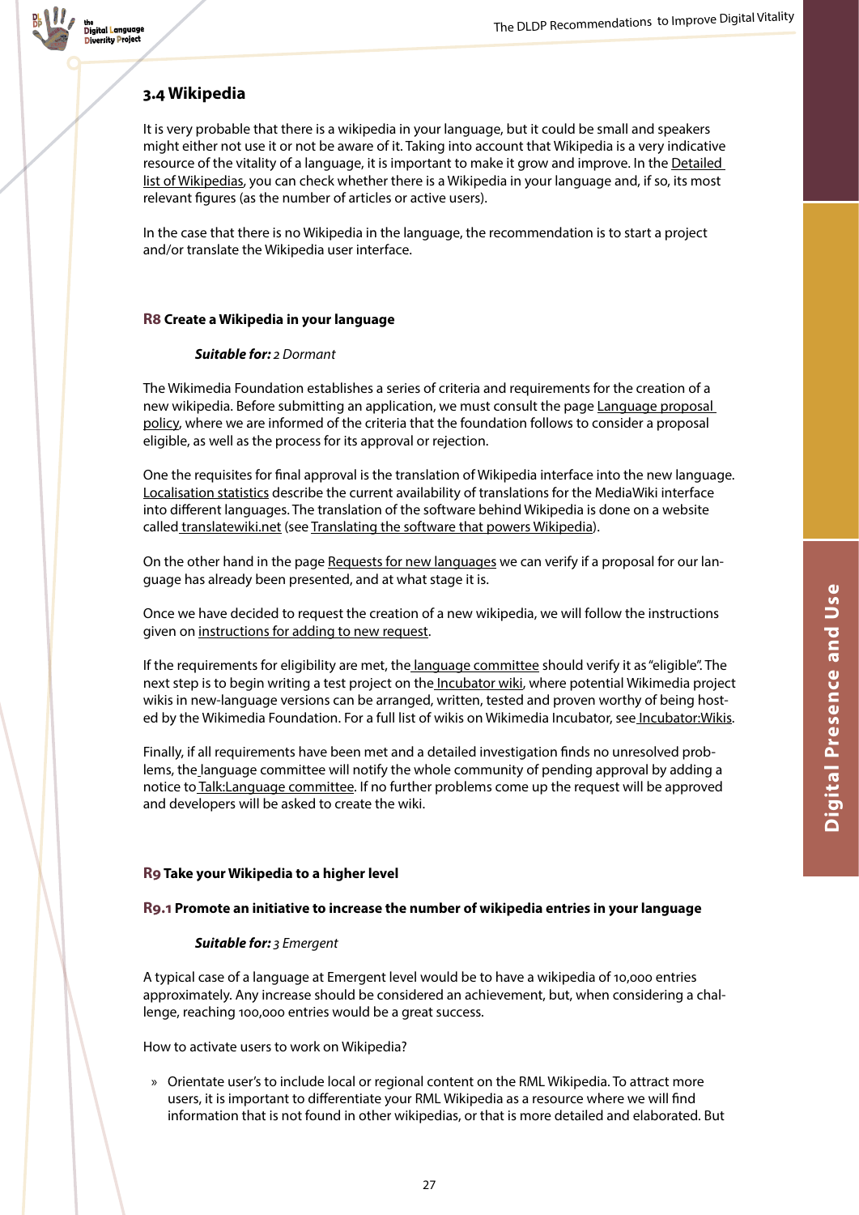## 3.4 Wikipedia

It is very probable that there is a wikipedia in your language, but it could be small and speakers might either not use it or not be aware of it. Taking into account that Wikipedia is a very indicative resource of the vitality of a language, it is important to make it grow and improve. In the Detailed list of Wikipedias, you can check whether there is a Wikipedia in your language and, if so, its most relevant figures (as the number of articles or active users).

In the case that there is no Wikipedia in the language, the recommendation is to start a project and/or translate the Wikipedia user interface.

### R8 Create a Wikipedia in your language

***Suitable for:*** *2 Dormant*

The Wikimedia Foundation establishes a series of criteria and requirements for the creation of a new wikipedia. Before submitting an application, we must consult the page Language proposal policy, where we are informed of the criteria that the foundation follows to consider a proposal eligible, as well as the process for its approval or rejection.

One the requisites for final approval is the translation of Wikipedia interface into the new language. Localisation statistics describe the current availability of translations for the MediaWiki interface into different languages. The translation of the software behind Wikipedia is done on a website called translatewiki.net (see Translating the software that powers Wikipedia).

On the other hand in the page Requests for new languages we can verify if a proposal for our language has already been presented, and at what stage it is.

Once we have decided to request the creation of a new wikipedia, we will follow the instructions given on instructions for adding to new request.

If the requirements for eligibility are met, the language committee should verify it as "eligible". The next step is to begin writing a test project on the Incubator wiki, where potential Wikimedia project wikis in new-language versions can be arranged, written, tested and proven worthy of being hosted by the Wikimedia Foundation. For a full list of wikis on Wikimedia Incubator, see Incubator:Wikis.

Finally, if all requirements have been met and a detailed investigation finds no unresolved problems, the language committee will notify the whole community of pending approval by adding a notice to Talk:Language committee. If no further problems come up the request will be approved and developers will be asked to create the wiki.

### R9 Take your Wikipedia to a higher level

#### R9.1 Promote an initiative to increase the number of wikipedia entries in your language

***Suitable for:*** *3 Emergent*

A typical case of a language at Emergent level would be to have a wikipedia of 10,000 entries approximately. Any increase should be considered an achievement, but, when considering a challenge, reaching 100,000 entries would be a great success.

How to activate users to work on Wikipedia?

- Orientate user's to include local or regional content on the RML Wikipedia. To attract more users, it is important to differentiate your RML Wikipedia as a resource where we will find information that is not found in other wikipedias, or that is more detailed and elaborated. But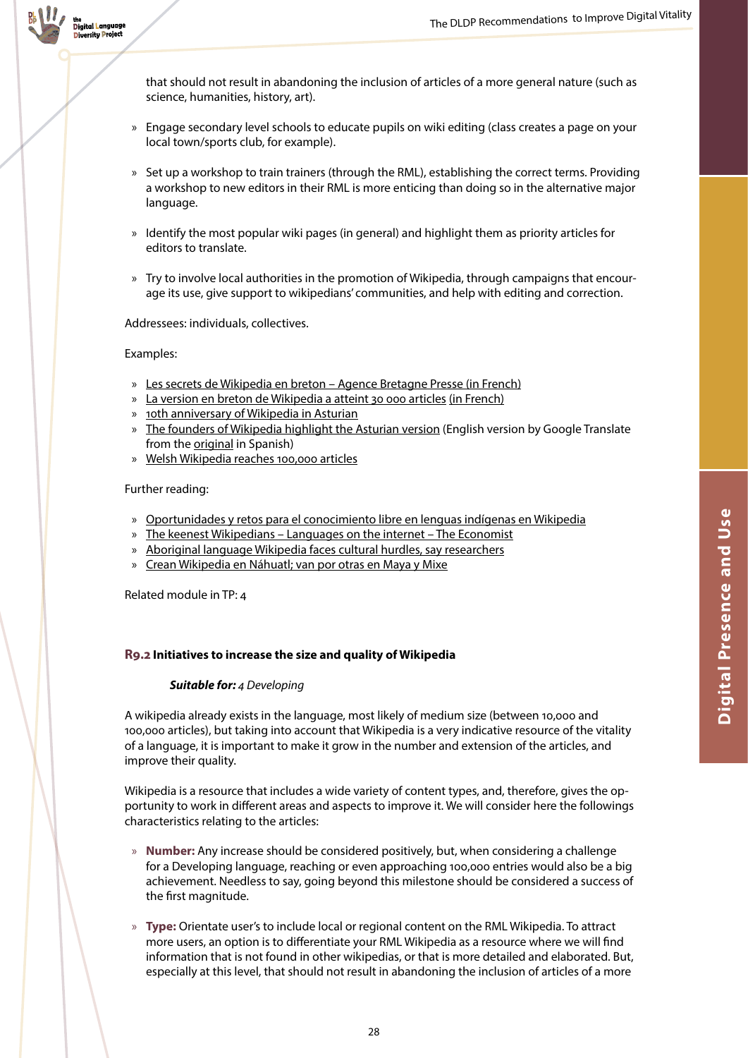that should not result in abandoning the inclusion of articles of a more general nature (such as science, humanities, history, art).

- Engage secondary level schools to educate pupils on wiki editing (class creates a page on your local town/sports club, for example).
- Set up a workshop to train trainers (through the RML), establishing the correct terms. Providing a workshop to new editors in their RML is more enticing than doing so in the alternative major language.
- Identify the most popular wiki pages (in general) and highlight them as priority articles for editors to translate.
- Try to involve local authorities in the promotion of Wikipedia, through campaigns that encourage its use, give support to wikipedians' communities, and help with editing and correction.

Addressees: individuals, collectives.

Examples:

- Les secrets de Wikipedia en breton – Agence Bretagne Presse (in French)
- La version en breton de Wikipedia a atteint 30 000 articles (in French)
- 10th anniversary of Wikipedia in Asturian
- The founders of Wikipedia highlight the Asturian version (English version by Google Translate from the original in Spanish)
- Welsh Wikipedia reaches 100,000 articles

Further reading:

- Oportunidades y retos para el conocimiento libre en lenguas indígenas en Wikipedia
- The keenest Wikipedians – Languages on the internet – The Economist
- Aboriginal language Wikipedia faces cultural hurdles, say researchers
- Crean Wikipedia en Náhuatl; van por otras en Maya y Mixe

Related module in TP: 4

### R9.2 Initiatives to increase the size and quality of Wikipedia

***Suitable for:*** *4 Developing*

A wikipedia already exists in the language, most likely of medium size (between 10,000 and 100,000 articles), but taking into account that Wikipedia is a very indicative resource of the vitality of a language, it is important to make it grow in the number and extension of the articles, and improve their quality.

Wikipedia is a resource that includes a wide variety of content types, and, therefore, gives the opportunity to work in different areas and aspects to improve it. We will consider here the followings characteristics relating to the articles:

- **Number:** Any increase should be considered positively, but, when considering a challenge for a Developing language, reaching or even approaching 100,000 entries would also be a big achievement. Needless to say, going beyond this milestone should be considered a success of the first magnitude.
- **Type:** Orientate user's to include local or regional content on the RML Wikipedia. To attract more users, an option is to differentiate your RML Wikipedia as a resource where we will find information that is not found in other wikipedias, or that is more detailed and elaborated. But, especially at this level, that should not result in abandoning the inclusion of articles of a more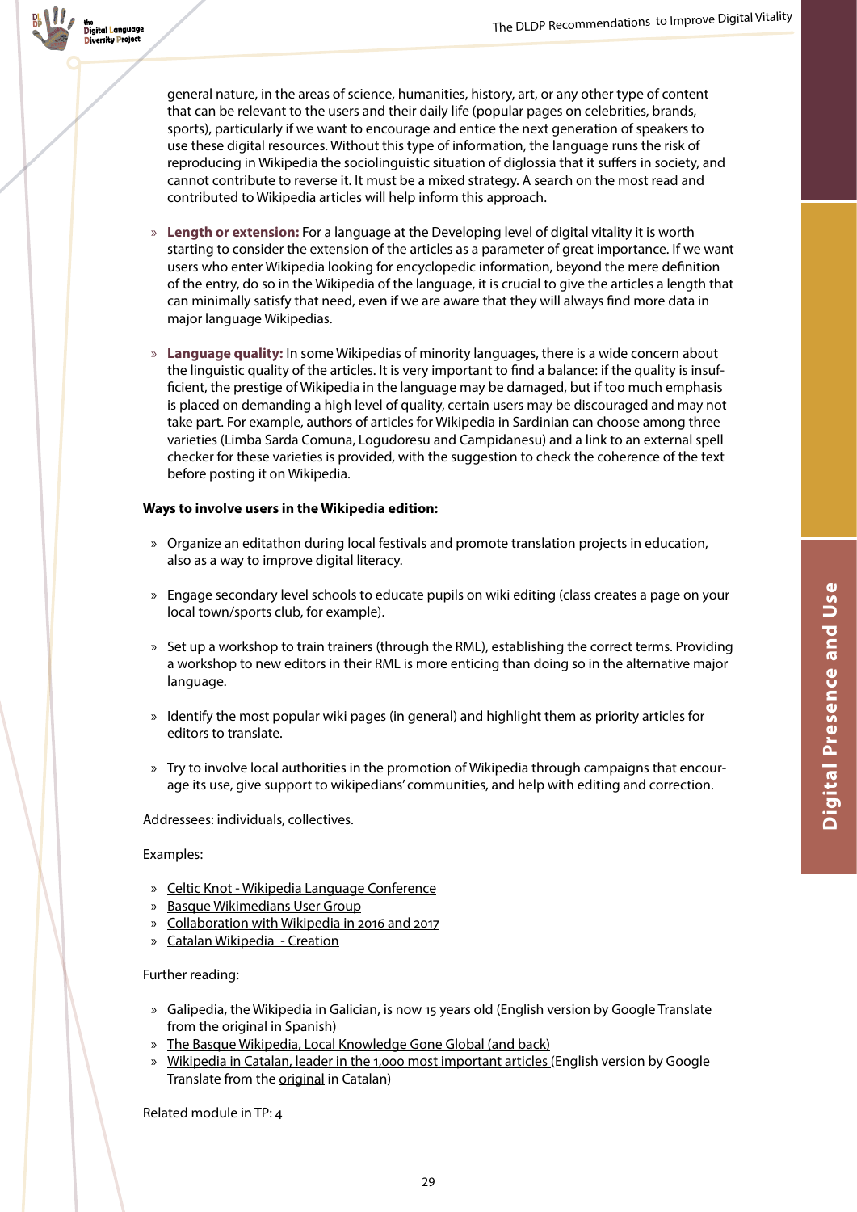general nature, in the areas of science, humanities, history, art, or any other type of content that can be relevant to the users and their daily life (popular pages on celebrities, brands, sports), particularly if we want to encourage and entice the next generation of speakers to use these digital resources. Without this type of information, the language runs the risk of reproducing in Wikipedia the sociolinguistic situation of diglossia that it suffers in society, and cannot contribute to reverse it. It must be a mixed strategy. A search on the most read and contributed to Wikipedia articles will help inform this approach.

- **Length or extension:** For a language at the Developing level of digital vitality it is worth starting to consider the extension of the articles as a parameter of great importance. If we want users who enter Wikipedia looking for encyclopedic information, beyond the mere definition of the entry, do so in the Wikipedia of the language, it is crucial to give the articles a length that can minimally satisfy that need, even if we are aware that they will always find more data in major language Wikipedias.

- **Language quality:** In some Wikipedias of minority languages, there is a wide concern about the linguistic quality of the articles. It is very important to find a balance: if the quality is insufficient, the prestige of Wikipedia in the language may be damaged, but if too much emphasis is placed on demanding a high level of quality, certain users may be discouraged and may not take part. For example, authors of articles for Wikipedia in Sardinian can choose among three varieties (Limba Sarda Comuna, Logudoresu and Campidanesu) and a link to an external spell checker for these varieties is provided, with the suggestion to check the coherence of the text before posting it on Wikipedia.

**Ways to involve users in the Wikipedia edition:**

- Organize an editathon during local festivals and promote translation projects in education, also as a way to improve digital literacy.

- Engage secondary level schools to educate pupils on wiki editing (class creates a page on your local town/sports club, for example).

- Set up a workshop to train trainers (through the RML), establishing the correct terms. Providing a workshop to new editors in their RML is more enticing than doing so in the alternative major language.

- Identify the most popular wiki pages (in general) and highlight them as priority articles for editors to translate.

- Try to involve local authorities in the promotion of Wikipedia through campaigns that encourage its use, give support to wikipedians' communities, and help with editing and correction.

Addressees: individuals, collectives.

Examples:

- Celtic Knot - Wikipedia Language Conference
- Basque Wikimedians User Group
- Collaboration with Wikipedia in 2016 and 2017
- Catalan Wikipedia - Creation

Further reading:

- Galipedia, the Wikipedia in Galician, is now 15 years old (English version by Google Translate from the original in Spanish)
- The Basque Wikipedia, Local Knowledge Gone Global (and back)
- Wikipedia in Catalan, leader in the 1,000 most important articles (English version by Google Translate from the original in Catalan)

Related module in TP: 4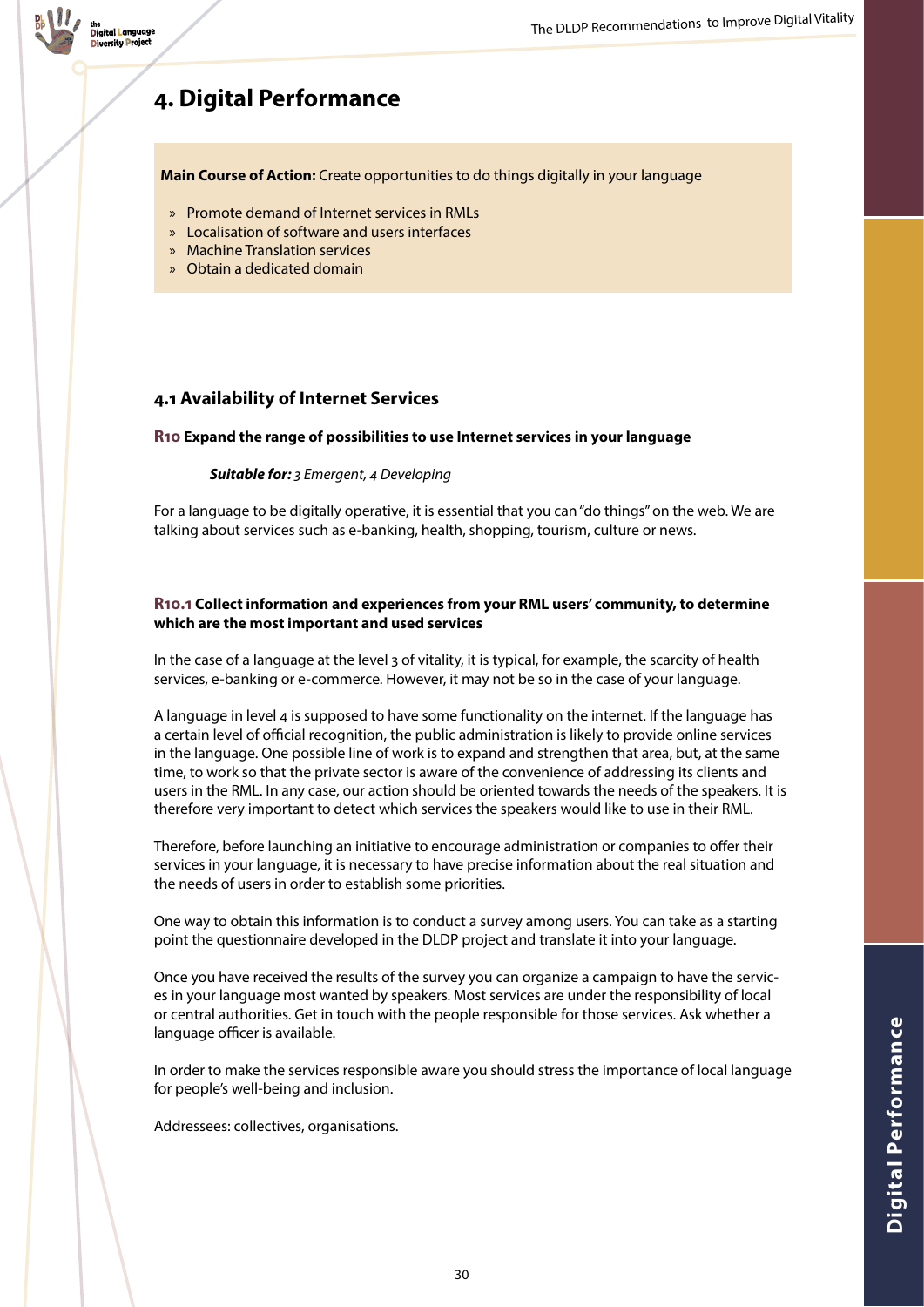# 4. Digital Performance

**Main Course of Action:** Create opportunities to do things digitally in your language

- Promote demand of Internet services in RMLs
- Localisation of software and users interfaces
- Machine Translation services
- Obtain a dedicated domain

## 4.1 Availability of Internet Services

### R10 Expand the range of possibilities to use Internet services in your language

***Suitable for:*** *3 Emergent, 4 Developing*

For a language to be digitally operative, it is essential that you can "do things" on the web. We are talking about services such as e-banking, health, shopping, tourism, culture or news.

#### R10.1 Collect information and experiences from your RML users' community, to determine which are the most important and used services

In the case of a language at the level 3 of vitality, it is typical, for example, the scarcity of health services, e-banking or e-commerce. However, it may not be so in the case of your language.

A language in level 4 is supposed to have some functionality on the internet. If the language has a certain level of official recognition, the public administration is likely to provide online services in the language. One possible line of work is to expand and strengthen that area, but, at the same time, to work so that the private sector is aware of the convenience of addressing its clients and users in the RML. In any case, our action should be oriented towards the needs of the speakers. It is therefore very important to detect which services the speakers would like to use in their RML.

Therefore, before launching an initiative to encourage administration or companies to offer their services in your language, it is necessary to have precise information about the real situation and the needs of users in order to establish some priorities.

One way to obtain this information is to conduct a survey among users. You can take as a starting point the questionnaire developed in the DLDP project and translate it into your language.

Once you have received the results of the survey you can organize a campaign to have the services in your language most wanted by speakers. Most services are under the responsibility of local or central authorities. Get in touch with the people responsible for those services. Ask whether a language officer is available.

In order to make the services responsible aware you should stress the importance of local language for people's well-being and inclusion.

Addressees: collectives, organisations.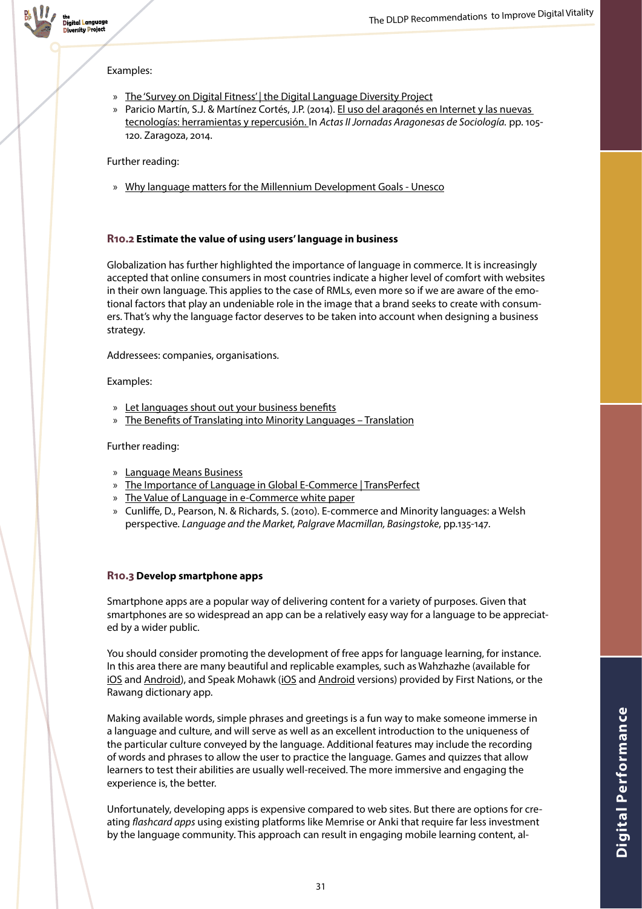Examples:

- [The 'Survey on Digital Fitness' | the Digital Language Diversity Project]
- Paricio Martín, S.J. & Martínez Cortés, J.P. (2014). El uso del aragonés en Internet y las nuevas tecnologías: herramientas y repercusión. In *Actas II Jornadas Aragonesas de Sociología.* pp. 105-120. Zaragoza, 2014.

Further reading:

- Why language matters for the Millennium Development Goals - Unesco

### R10.2 Estimate the value of using users' language in business

Globalization has further highlighted the importance of language in commerce. It is increasingly accepted that online consumers in most countries indicate a higher level of comfort with websites in their own language. This applies to the case of RMLs, even more so if we are aware of the emotional factors that play an undeniable role in the image that a brand seeks to create with consumers. That's why the language factor deserves to be taken into account when designing a business strategy.

Addressees: companies, organisations.

Examples:

- Let languages shout out your business benefits
- The Benefits of Translating into Minority Languages – Translation

Further reading:

- Language Means Business
- The Importance of Language in Global E-Commerce | TransPerfect
- The Value of Language in e-Commerce white paper
- Cunliffe, D., Pearson, N. & Richards, S. (2010). E-commerce and Minority languages: a Welsh perspective. *Language and the Market, Palgrave Macmillan, Basingstoke*, pp.135-147.

### R10.3 Develop smartphone apps

Smartphone apps are a popular way of delivering content for a variety of purposes. Given that smartphones are so widespread an app can be a relatively easy way for a language to be appreciated by a wider public.

You should consider promoting the development of free apps for language learning, for instance. In this area there are many beautiful and replicable examples, such as Wahzhazhe (available for iOS and Android), and Speak Mohawk (iOS and Android versions) provided by First Nations, or the Rawang dictionary app.

Making available words, simple phrases and greetings is a fun way to make someone immerse in a language and culture, and will serve as well as an excellent introduction to the uniqueness of the particular culture conveyed by the language. Additional features may include the recording of words and phrases to allow the user to practice the language. Games and quizzes that allow learners to test their abilities are usually well-received. The more immersive and engaging the experience is, the better.

Unfortunately, developing apps is expensive compared to web sites. But there are options for creating *flashcard apps* using existing platforms like Memrise or Anki that require far less investment by the language community. This approach can result in engaging mobile learning content, al-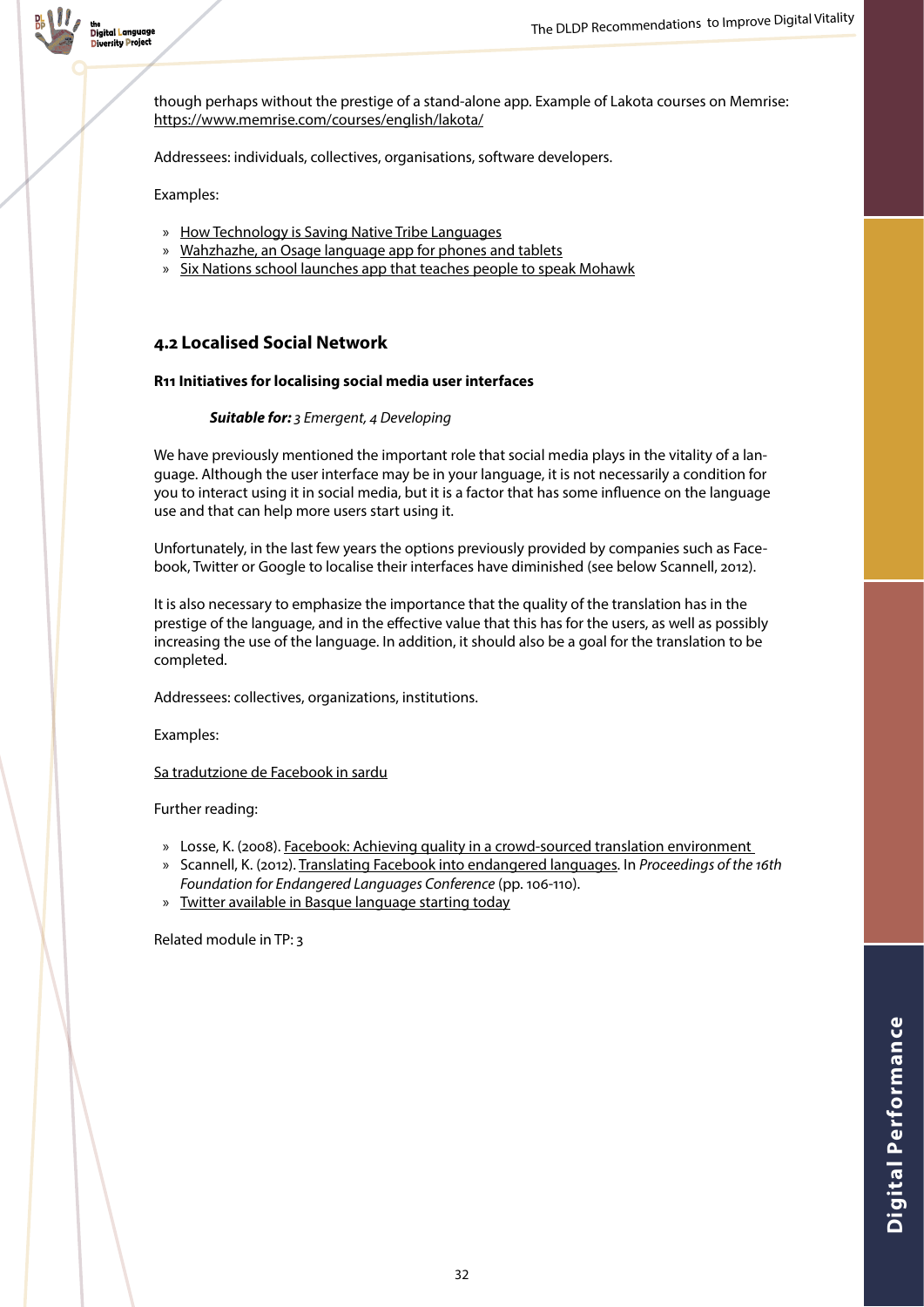though perhaps without the prestige of a stand-alone app. Example of Lakota courses on Memrise: https://www.memrise.com/courses/english/lakota/

Addressees: individuals, collectives, organisations, software developers.

Examples:

- How Technology is Saving Native Tribe Languages
- Wahzhazhe, an Osage language app for phones and tablets
- Six Nations school launches app that teaches people to speak Mohawk

## 4.2 Localised Social Network

### R11 Initiatives for localising social media user interfaces

***Suitable for:*** *3 Emergent, 4 Developing*

We have previously mentioned the important role that social media plays in the vitality of a language. Although the user interface may be in your language, it is not necessarily a condition for you to interact using it in social media, but it is a factor that has some influence on the language use and that can help more users start using it.

Unfortunately, in the last few years the options previously provided by companies such as Facebook, Twitter or Google to localise their interfaces have diminished (see below Scannell, 2012).

It is also necessary to emphasize the importance that the quality of the translation has in the prestige of the language, and in the effective value that this has for the users, as well as possibly increasing the use of the language. In addition, it should also be a goal for the translation to be completed.

Addressees: collectives, organizations, institutions.

Examples:

Sa tradutzione de Facebook in sardu

Further reading:

- Losse, K. (2008). Facebook: Achieving quality in a crowd-sourced translation environment
- Scannell, K. (2012). Translating Facebook into endangered languages. In *Proceedings of the 16th Foundation for Endangered Languages Conference* (pp. 106-110).
- Twitter available in Basque language starting today

Related module in TP: 3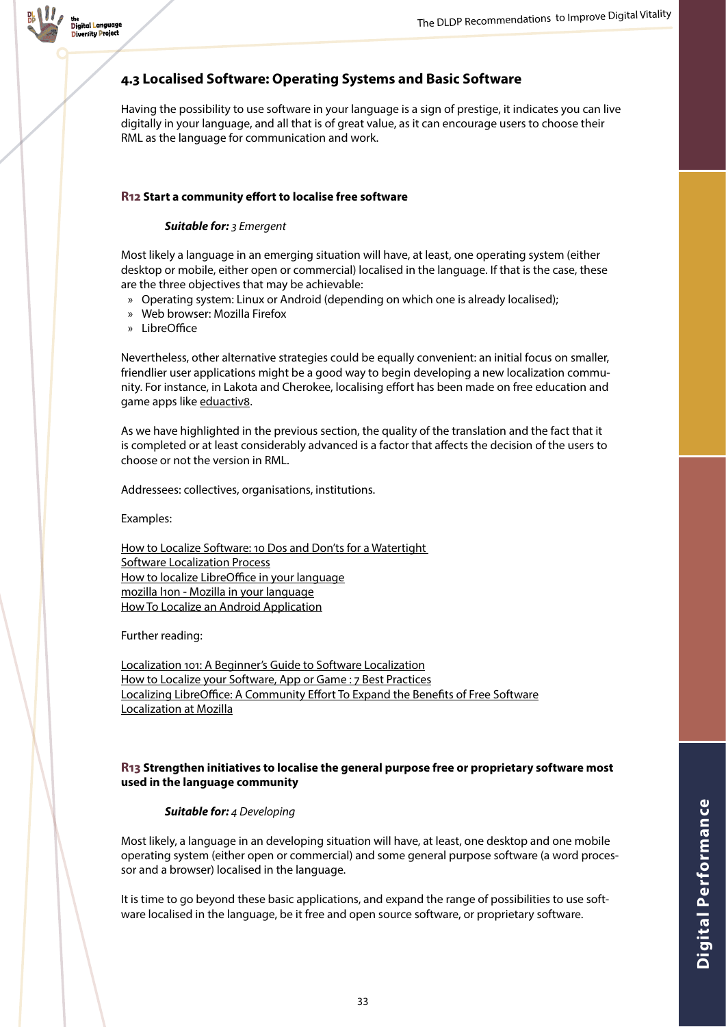## 4.3 Localised Software: Operating Systems and Basic Software

Having the possibility to use software in your language is a sign of prestige, it indicates you can live digitally in your language, and all that is of great value, as it can encourage users to choose their RML as the language for communication and work.

### R12 Start a community effort to localise free software

***Suitable for:*** *3 Emergent*

Most likely a language in an emerging situation will have, at least, one operating system (either desktop or mobile, either open or commercial) localised in the language. If that is the case, these are the three objectives that may be achievable:

- Operating system: Linux or Android (depending on which one is already localised);
- Web browser: Mozilla Firefox
- LibreOffice

Nevertheless, other alternative strategies could be equally convenient: an initial focus on smaller, friendlier user applications might be a good way to begin developing a new localization community. For instance, in Lakota and Cherokee, localising effort has been made on free education and game apps like eduactiv8.

As we have highlighted in the previous section, the quality of the translation and the fact that it is completed or at least considerably advanced is a factor that affects the decision of the users to choose or not the version in RML.

Addressees: collectives, organisations, institutions.

Examples:

How to Localize Software: 10 Dos and Don'ts for a Watertight Software Localization Process
How to localize LibreOffice in your language
mozilla l10n - Mozilla in your language
How To Localize an Android Application

Further reading:

Localization 101: A Beginner's Guide to Software Localization
How to Localize your Software, App or Game : 7 Best Practices
Localizing LibreOffice: A Community Effort To Expand the Benefits of Free Software
Localization at Mozilla

### R13 Strengthen initiatives to localise the general purpose free or proprietary software most used in the language community

***Suitable for:*** *4 Developing*

Most likely, a language in an developing situation will have, at least, one desktop and one mobile operating system (either open or commercial) and some general purpose software (a word processor and a browser) localised in the language.

It is time to go beyond these basic applications, and expand the range of possibilities to use software localised in the language, be it free and open source software, or proprietary software.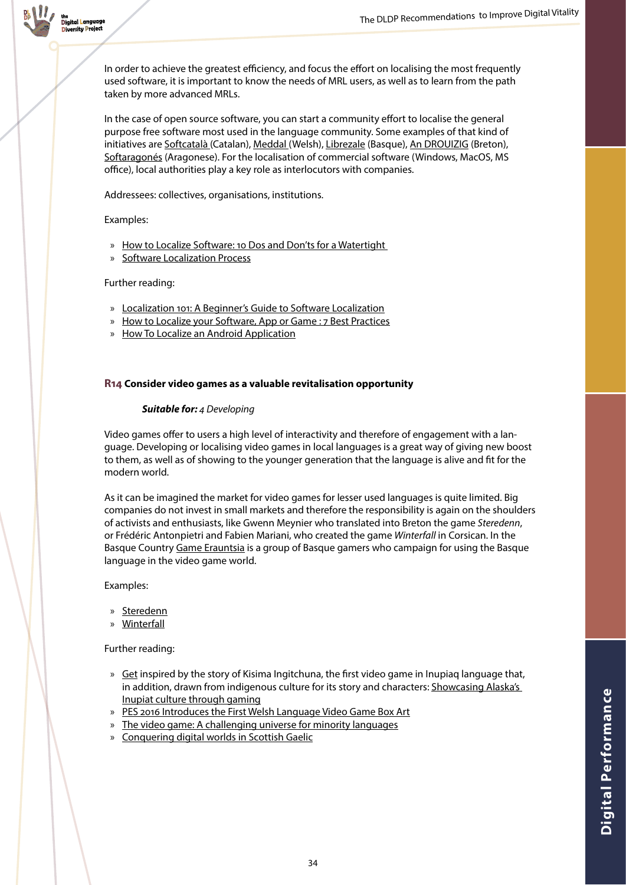In order to achieve the greatest efficiency, and focus the effort on localising the most frequently used software, it is important to know the needs of MRL users, as well as to learn from the path taken by more advanced MRLs.

In the case of open source software, you can start a community effort to localise the general purpose free software most used in the language community. Some examples of that kind of initiatives are Softcatalà (Catalan), Meddal (Welsh), Librezale (Basque), An DROUIZIG (Breton), Softaragonés (Aragonese). For the localisation of commercial software (Windows, MacOS, MS office), local authorities play a key role as interlocutors with companies.

Addressees: collectives, organisations, institutions.

Examples:

» How to Localize Software: 10 Dos and Don'ts for a Watertight
» Software Localization Process

Further reading:

» Localization 101: A Beginner's Guide to Software Localization
» How to Localize your Software, App or Game : 7 Best Practices
» How To Localize an Android Application

### R14 Consider video games as a valuable revitalisation opportunity

***Suitable for:*** *4 Developing*

Video games offer to users a high level of interactivity and therefore of engagement with a language. Developing or localising video games in local languages is a great way of giving new boost to them, as well as of showing to the younger generation that the language is alive and fit for the modern world.

As it can be imagined the market for video games for lesser used languages is quite limited. Big companies do not invest in small markets and therefore the responsibility is again on the shoulders of activists and enthusiasts, like Gwenn Meynier who translated into Breton the game *Steredenn*, or Frédéric Antonpietri and Fabien Mariani, who created the game *Winterfall* in Corsican. In the Basque Country Game Erauntsia is a group of Basque gamers who campaign for using the Basque language in the video game world.

Examples:

» Steredenn
» Winterfall

Further reading:

» Get inspired by the story of Kisima Ingitchuna, the first video game in Inupiaq language that, in addition, drawn from indigenous culture for its story and characters: Showcasing Alaska's Inupiat culture through gaming
» PES 2016 Introduces the First Welsh Language Video Game Box Art
» The video game: A challenging universe for minority languages
» Conquering digital worlds in Scottish Gaelic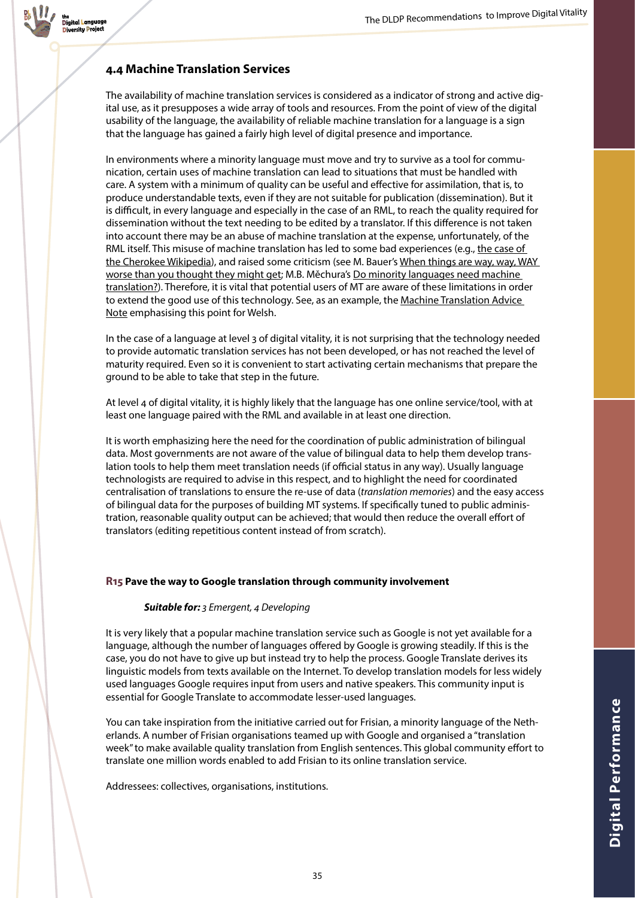## 4.4 Machine Translation Services

The availability of machine translation services is considered as a indicator of strong and active digital use, as it presupposes a wide array of tools and resources. From the point of view of the digital usability of the language, the availability of reliable machine translation for a language is a sign that the language has gained a fairly high level of digital presence and importance.

In environments where a minority language must move and try to survive as a tool for communication, certain uses of machine translation can lead to situations that must be handled with care. A system with a minimum of quality can be useful and effective for assimilation, that is, to produce understandable texts, even if they are not suitable for publication (dissemination). But it is difficult, in every language and especially in the case of an RML, to reach the quality required for dissemination without the text needing to be edited by a translator. If this difference is not taken into account there may be an abuse of machine translation at the expense, unfortunately, of the RML itself. This misuse of machine translation has led to some bad experiences (e.g., the case of the Cherokee Wikipedia), and raised some criticism (see M. Bauer's When things are way, way, WAY worse than you thought they might get; M.B. Měchura's Do minority languages need machine translation?). Therefore, it is vital that potential users of MT are aware of these limitations in order to extend the good use of this technology. See, as an example, the Machine Translation Advice Note emphasising this point for Welsh.

In the case of a language at level 3 of digital vitality, it is not surprising that the technology needed to provide automatic translation services has not been developed, or has not reached the level of maturity required. Even so it is convenient to start activating certain mechanisms that prepare the ground to be able to take that step in the future.

At level 4 of digital vitality, it is highly likely that the language has one online service/tool, with at least one language paired with the RML and available in at least one direction.

It is worth emphasizing here the need for the coordination of public administration of bilingual data. Most governments are not aware of the value of bilingual data to help them develop translation tools to help them meet translation needs (if official status in any way). Usually language technologists are required to advise in this respect, and to highlight the need for coordinated centralisation of translations to ensure the re-use of data (*translation memories*) and the easy access of bilingual data for the purposes of building MT systems. If specifically tuned to public administration, reasonable quality output can be achieved; that would then reduce the overall effort of translators (editing repetitious content instead of from scratch).

#### R15 Pave the way to Google translation through community involvement

***Suitable for:*** *3 Emergent, 4 Developing*

It is very likely that a popular machine translation service such as Google is not yet available for a language, although the number of languages offered by Google is growing steadily. If this is the case, you do not have to give up but instead try to help the process. Google Translate derives its linguistic models from texts available on the Internet. To develop translation models for less widely used languages Google requires input from users and native speakers. This community input is essential for Google Translate to accommodate lesser-used languages.

You can take inspiration from the initiative carried out for Frisian, a minority language of the Netherlands. A number of Frisian organisations teamed up with Google and organised a "translation week" to make available quality translation from English sentences. This global community effort to translate one million words enabled to add Frisian to its online translation service.

Addressees: collectives, organisations, institutions.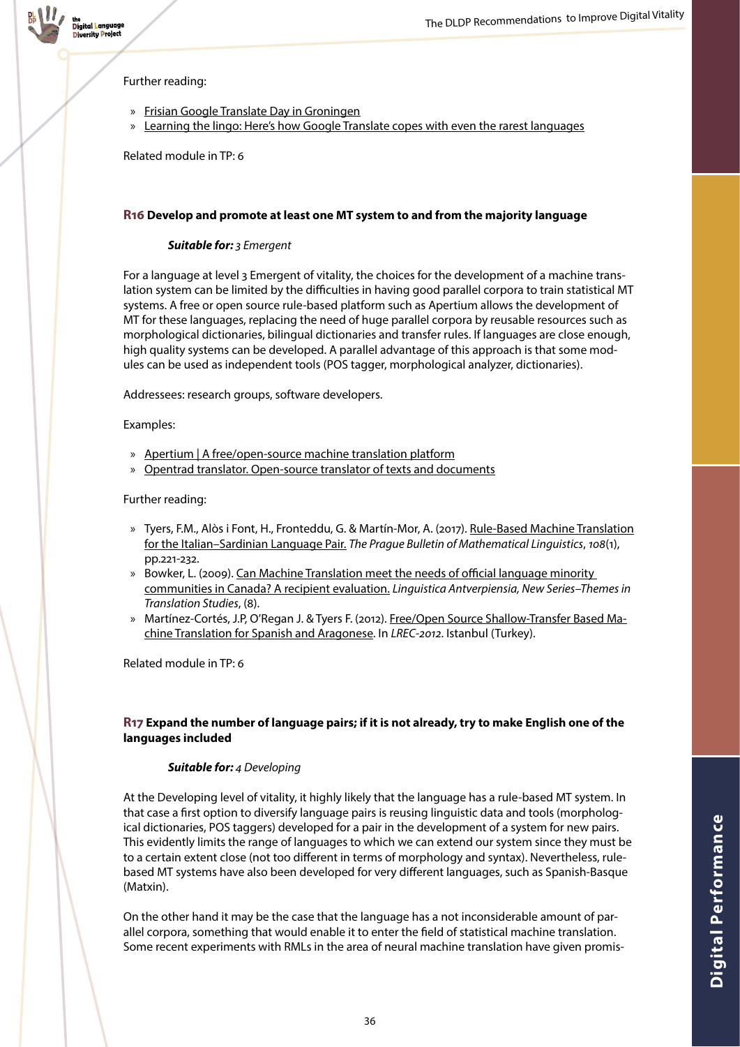Further reading:

- » Frisian Google Translate Day in Groningen
- » Learning the lingo: Here's how Google Translate copes with even the rarest languages

Related module in TP: 6

### R16 Develop and promote at least one MT system to and from the majority language

***Suitable for:*** *3 Emergent*

For a language at level 3 Emergent of vitality, the choices for the development of a machine translation system can be limited by the difficulties in having good parallel corpora to train statistical MT systems. A free or open source rule-based platform such as Apertium allows the development of MT for these languages, replacing the need of huge parallel corpora by reusable resources such as morphological dictionaries, bilingual dictionaries and transfer rules. If languages are close enough, high quality systems can be developed. A parallel advantage of this approach is that some modules can be used as independent tools (POS tagger, morphological analyzer, dictionaries).

Addressees: research groups, software developers.

Examples:

- » Apertium | A free/open-source machine translation platform
- » Opentrad translator. Open-source translator of texts and documents

Further reading:

- » Tyers, F.M., Alòs i Font, H., Fronteddu, G. & Martín-Mor, A. (2017). Rule-Based Machine Translation for the Italian–Sardinian Language Pair. *The Prague Bulletin of Mathematical Linguistics*, *108*(1), pp.221-232.
- » Bowker, L. (2009). Can Machine Translation meet the needs of official language minority communities in Canada? A recipient evaluation. *Linguistica Antverpiensia, New Series–Themes in Translation Studies*, (8).
- » Martínez-Cortés, J.P, O'Regan J. & Tyers F. (2012). Free/Open Source Shallow-Transfer Based Machine Translation for Spanish and Aragonese. In *LREC-2012*. Istanbul (Turkey).

Related module in TP: 6

### R17 Expand the number of language pairs; if it is not already, try to make English one of the languages included

***Suitable for:*** *4 Developing*

At the Developing level of vitality, it highly likely that the language has a rule-based MT system. In that case a first option to diversify language pairs is reusing linguistic data and tools (morphological dictionaries, POS taggers) developed for a pair in the development of a system for new pairs. This evidently limits the range of languages to which we can extend our system since they must be to a certain extent close (not too different in terms of morphology and syntax). Nevertheless, rule-based MT systems have also been developed for very different languages, such as Spanish-Basque (Matxin).

On the other hand it may be the case that the language has a not inconsiderable amount of parallel corpora, something that would enable it to enter the field of statistical machine translation. Some recent experiments with RMLs in the area of neural machine translation have given promis-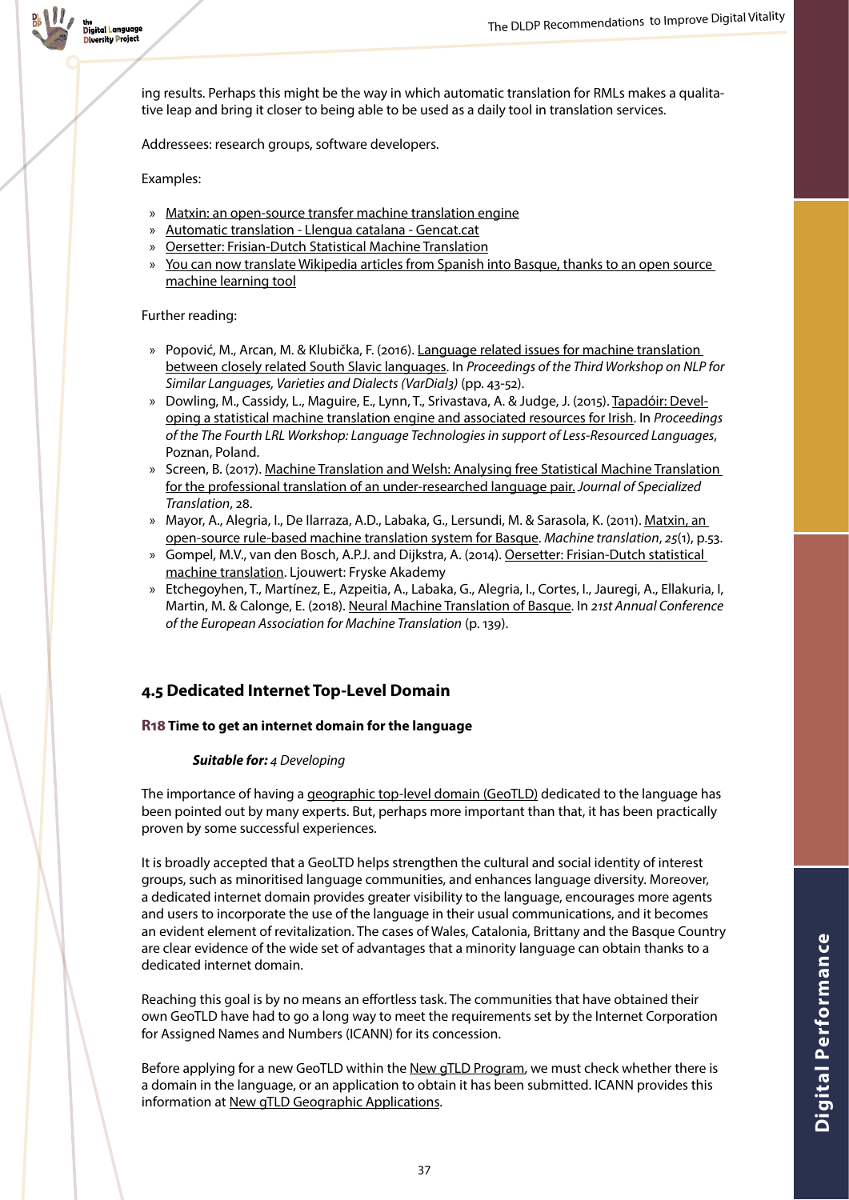ing results. Perhaps this might be the way in which automatic translation for RMLs makes a qualitative leap and bring it closer to being able to be used as a daily tool in translation services.

Addressees: research groups, software developers.

Examples:

- Matxin: an open-source transfer machine translation engine
- Automatic translation - Llengua catalana - Gencat.cat
- Oersetter: Frisian-Dutch Statistical Machine Translation
- You can now translate Wikipedia articles from Spanish into Basque, thanks to an open source machine learning tool

Further reading:

- Popović, M., Arcan, M. & Klubička, F. (2016). Language related issues for machine translation between closely related South Slavic languages. In *Proceedings of the Third Workshop on NLP for Similar Languages, Varieties and Dialects (VarDial3)* (pp. 43-52).
- Dowling, M., Cassidy, L., Maguire, E., Lynn, T., Srivastava, A. & Judge, J. (2015). Tapadóir: Developing a statistical machine translation engine and associated resources for Irish. In *Proceedings of the The Fourth LRL Workshop: Language Technologies in support of Less-Resourced Languages*, Poznan, Poland.
- Screen, B. (2017). Machine Translation and Welsh: Analysing free Statistical Machine Translation for the professional translation of an under-researched language pair. *Journal of Specialized Translation*, 28.
- Mayor, A., Alegria, I., De Ilarraza, A.D., Labaka, G., Lersundi, M. & Sarasola, K. (2011). Matxin, an open-source rule-based machine translation system for Basque. *Machine translation*, *25*(1), p.53.
- Gompel, M.V., van den Bosch, A.P.J. and Dijkstra, A. (2014). Oersetter: Frisian-Dutch statistical machine translation. Ljouwert: Fryske Akademy
- Etchegoyhen, T., Martínez, E., Azpeitia, A., Labaka, G., Alegria, I., Cortes, I., Jauregi, A., Ellakuria, I, Martin, M. & Calonge, E. (2018). Neural Machine Translation of Basque. In *21st Annual Conference of the European Association for Machine Translation* (p. 139).

## 4.5 Dedicated Internet Top-Level Domain

### R18 Time to get an internet domain for the language

***Suitable for:*** *4 Developing*

The importance of having a geographic top-level domain (GeoTLD) dedicated to the language has been pointed out by many experts. But, perhaps more important than that, it has been practically proven by some successful experiences.

It is broadly accepted that a GeoLTD helps strengthen the cultural and social identity of interest groups, such as minoritised language communities, and enhances language diversity. Moreover, a dedicated internet domain provides greater visibility to the language, encourages more agents and users to incorporate the use of the language in their usual communications, and it becomes an evident element of revitalization. The cases of Wales, Catalonia, Brittany and the Basque Country are clear evidence of the wide set of advantages that a minority language can obtain thanks to a dedicated internet domain.

Reaching this goal is by no means an effortless task. The communities that have obtained their own GeoTLD have had to go a long way to meet the requirements set by the Internet Corporation for Assigned Names and Numbers (ICANN) for its concession.

Before applying for a new GeoTLD within the New gTLD Program, we must check whether there is a domain in the language, or an application to obtain it has been submitted. ICANN provides this information at New gTLD Geographic Applications.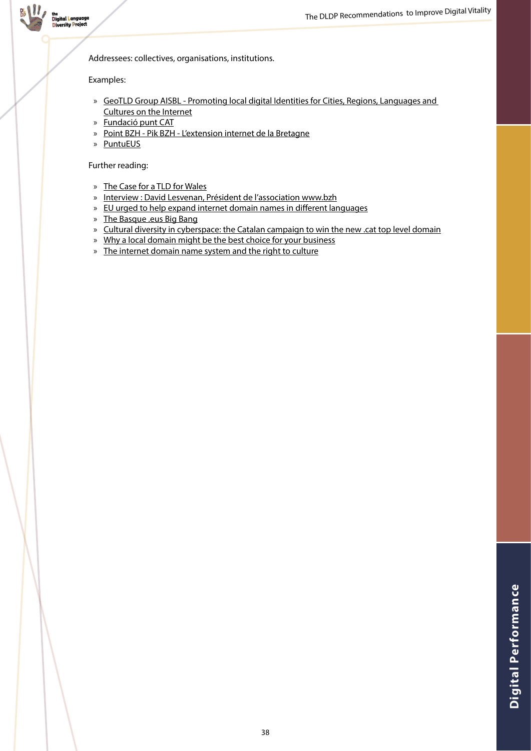Addressees: collectives, organisations, institutions.

Examples:

- GeoTLD Group AISBL - Promoting local digital Identities for Cities, Regions, Languages and Cultures on the Internet
- Fundació punt CAT
- Point BZH - Pik BZH - L'extension internet de la Bretagne
- PuntuEUS

Further reading:

- The Case for a TLD for Wales
- Interview : David Lesvenan, Président de l'association www.bzh
- EU urged to help expand internet domain names in different languages
- The Basque .eus Big Bang
- Cultural diversity in cyberspace: the Catalan campaign to win the new .cat top level domain
- Why a local domain might be the best choice for your business
- The internet domain name system and the right to culture